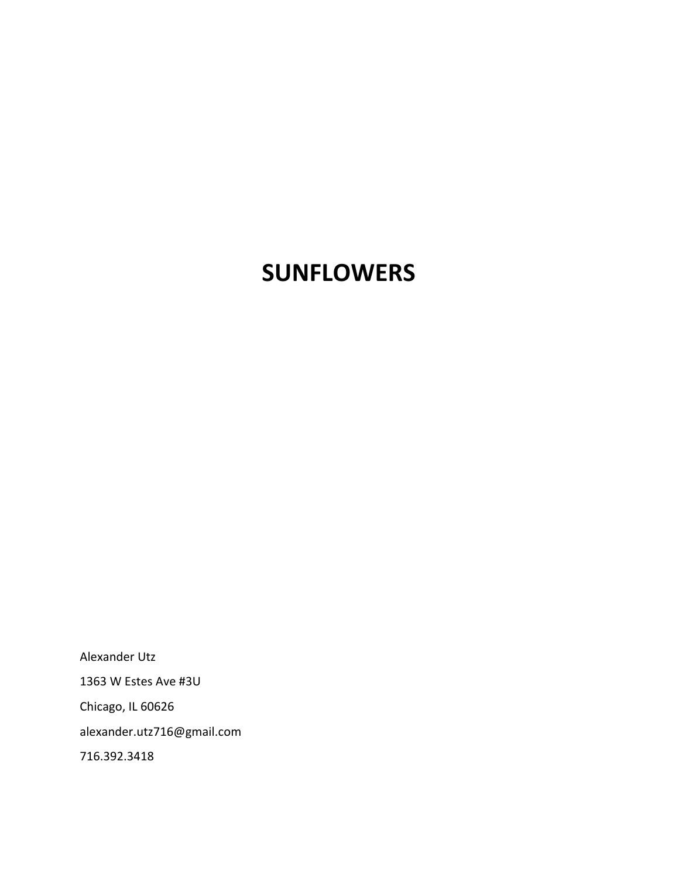# SUNFLOWERS

Alexander Utz

1363 W Estes Ave #3U

Chicago, IL 60626

alexander.utz716@gmail.com

716.392.3418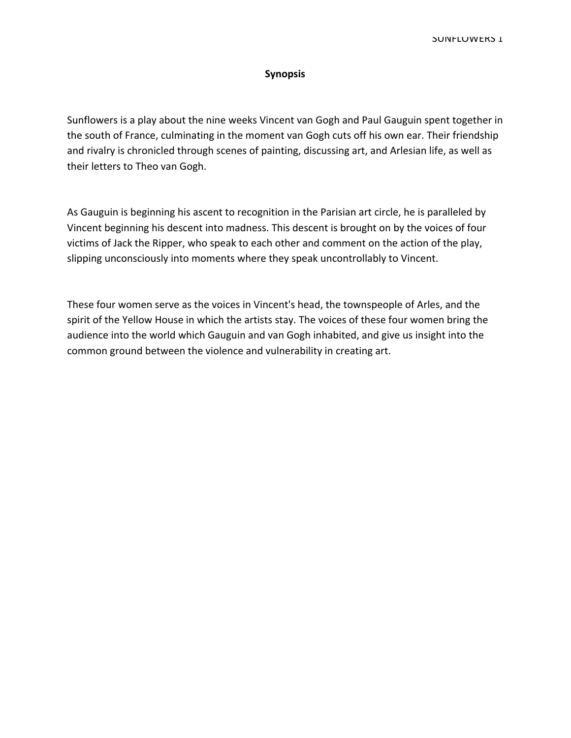## Synopsis

Sunflowers is a play about the nine weeks Vincent van Gogh and Paul Gauguin spent together in the south of France, culminating in the moment van Gogh cuts off his own ear. Their friendship and rivalry is chronicled through scenes of painting, discussing art, and Arlesian life, as well as their letters to Theo van Gogh.

As Gauguin is beginning his ascent to recognition in the Parisian art circle, he is paralleled by Vincent beginning his descent into madness. This descent is brought on by the voices of four victims of Jack the Ripper, who speak to each other and comment on the action of the play, slipping unconsciously into moments where they speak uncontrollably to Vincent.

These four women serve as the voices in Vincent's head, the townspeople of Arles, and the spirit of the Yellow House in which the artists stay. The voices of these four women bring the audience into the world which Gauguin and van Gogh inhabited, and give us insight into the common ground between the violence and vulnerability in creating art.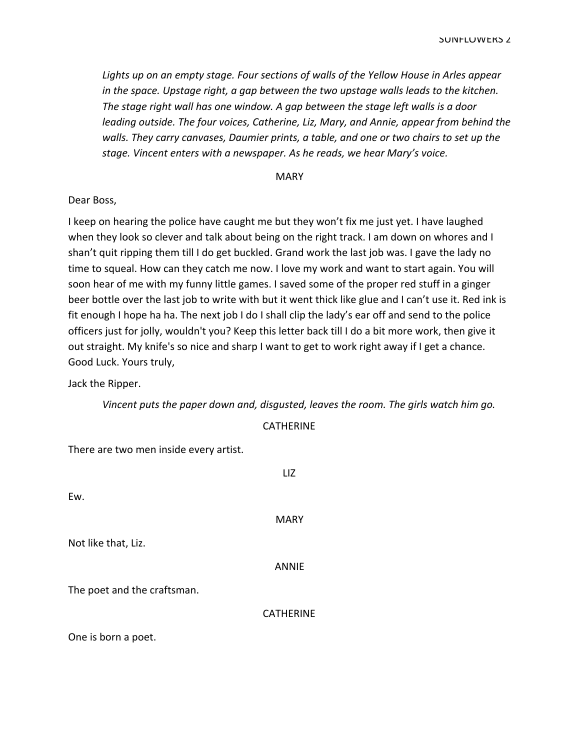*Lights up on an empty stage. Four sections of walls of the Yellow House in Arles appear in the space. Upstage right, a gap between the two upstage walls leads to the kitchen. The stage right wall has one window. A gap between the stage left walls is a door leading outside. The four voices, Catherine, Liz, Mary, and Annie, appear from behind the walls. They carry canvases, Daumier prints, a table, and one or two chairs to set up the stage. Vincent enters with a newspaper. As he reads, we hear Mary's voice.*

MARY

Dear Boss,

I keep on hearing the police have caught me but they won't fix me just yet. I have laughed when they look so clever and talk about being on the right track. I am down on whores and I shan't quit ripping them till I do get buckled. Grand work the last job was. I gave the lady no time to squeal. How can they catch me now. I love my work and want to start again. You will soon hear of me with my funny little games. I saved some of the proper red stuff in a ginger beer bottle over the last job to write with but it went thick like glue and I can't use it. Red ink is fit enough I hope ha ha. The next job I do I shall clip the lady's ear off and send to the police officers just for jolly, wouldn't you? Keep this letter back till I do a bit more work, then give it out straight. My knife's so nice and sharp I want to get to work right away if I get a chance. Good Luck. Yours truly,

Jack the Ripper.

*Vincent puts the paper down and, disgusted, leaves the room. The girls watch him go.*

CATHERINE

There are two men inside every artist.

LIZ

Ew.

MARY

Not like that, Liz.

ANNIE

The poet and the craftsman.

CATHERINE

One is born a poet.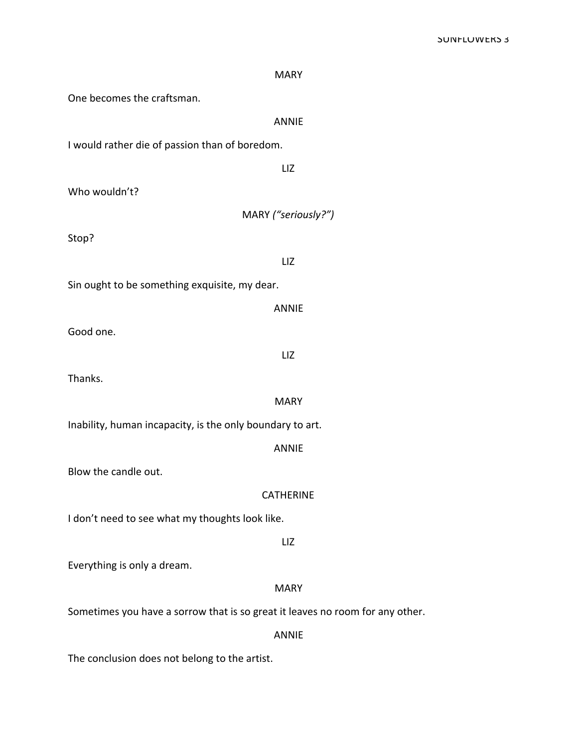MARY

One becomes the craftsman.

ANNIE

I would rather die of passion than of boredom.

LIZ

Who wouldn't?

MARY *("seriously?")*

Stop?

LIZ

Sin ought to be something exquisite, my dear.

ANNIE

Good one.

LIZ

Thanks.

MARY

Inability, human incapacity, is the only boundary to art.

ANNIE

Blow the candle out.

CATHERINE

I don't need to see what my thoughts look like.

LIZ

Everything is only a dream.

MARY

Sometimes you have a sorrow that is so great it leaves no room for any other.

ANNIE

The conclusion does not belong to the artist.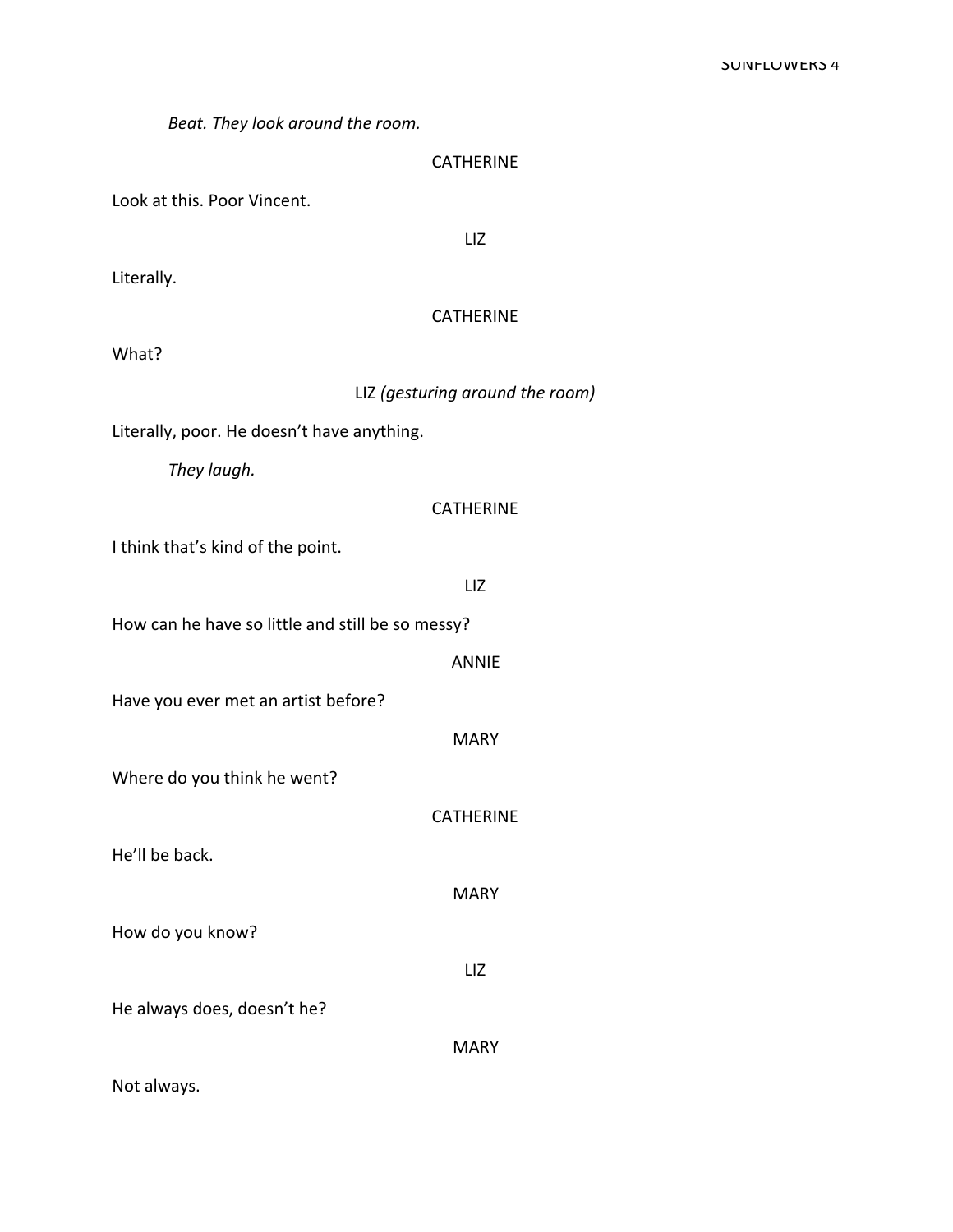*Beat. They look around the room.*

CATHERINE

Look at this. Poor Vincent.

LIZ

Literally.

CATHERINE

What?

LIZ *(gesturing around the room)*

Literally, poor. He doesn't have anything.

*They laugh.*

CATHERINE

I think that's kind of the point.

LIZ

How can he have so little and still be so messy?

ANNIE

Have you ever met an artist before?

MARY

Where do you think he went?

CATHERINE

He'll be back.

MARY

How do you know?

LIZ

He always does, doesn't he?

MARY

Not always.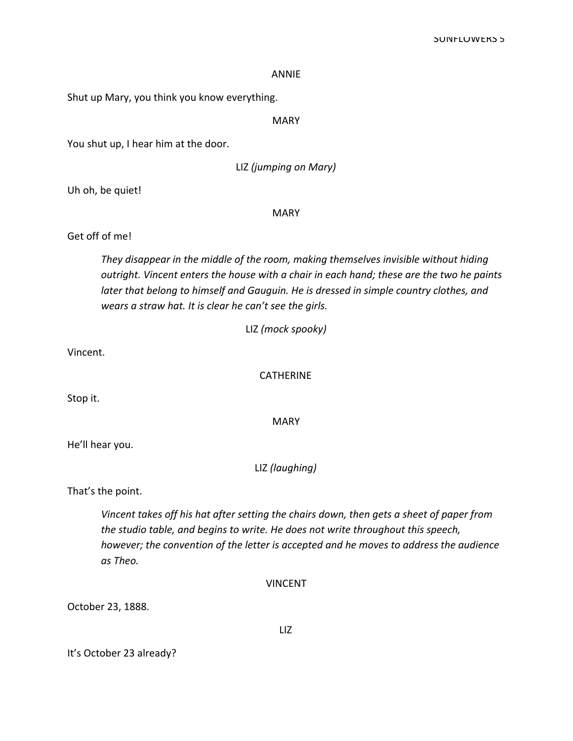ANNIE

Shut up Mary, you think you know everything.

MARY

You shut up, I hear him at the door.

LIZ *(jumping on Mary)*

Uh oh, be quiet!

MARY

Get off of me!

> *They disappear in the middle of the room, making themselves invisible without hiding outright. Vincent enters the house with a chair in each hand; these are the two he paints later that belong to himself and Gauguin. He is dressed in simple country clothes, and wears a straw hat. It is clear he can't see the girls.*

LIZ *(mock spooky)*

Vincent.

CATHERINE

Stop it.

MARY

He'll hear you.

LIZ *(laughing)*

That's the point.

> *Vincent takes off his hat after setting the chairs down, then gets a sheet of paper from the studio table, and begins to write. He does not write throughout this speech, however; the convention of the letter is accepted and he moves to address the audience as Theo.*

VINCENT

October 23, 1888.

LIZ

It's October 23 already?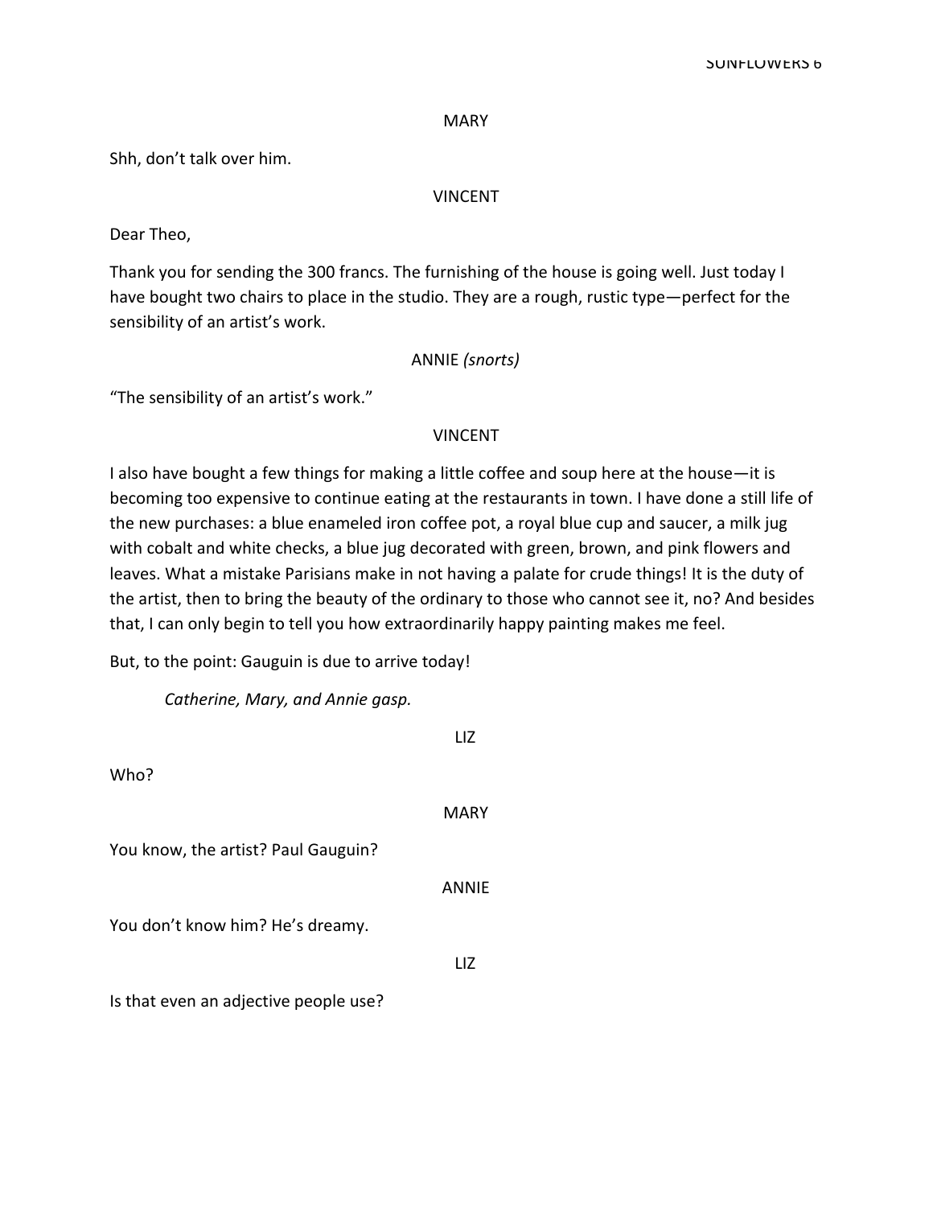MARY

Shh, don't talk over him.

VINCENT

Dear Theo,

Thank you for sending the 300 francs. The furnishing of the house is going well. Just today I have bought two chairs to place in the studio. They are a rough, rustic type—perfect for the sensibility of an artist's work.

ANNIE *(snorts)*

"The sensibility of an artist's work."

VINCENT

I also have bought a few things for making a little coffee and soup here at the house—it is becoming too expensive to continue eating at the restaurants in town. I have done a still life of the new purchases: a blue enameled iron coffee pot, a royal blue cup and saucer, a milk jug with cobalt and white checks, a blue jug decorated with green, brown, and pink flowers and leaves. What a mistake Parisians make in not having a palate for crude things! It is the duty of the artist, then to bring the beauty of the ordinary to those who cannot see it, no? And besides that, I can only begin to tell you how extraordinarily happy painting makes me feel.

But, to the point: Gauguin is due to arrive today!

*Catherine, Mary, and Annie gasp.*

LIZ

Who?

MARY

You know, the artist? Paul Gauguin?

ANNIE

You don't know him? He's dreamy.

LIZ

Is that even an adjective people use?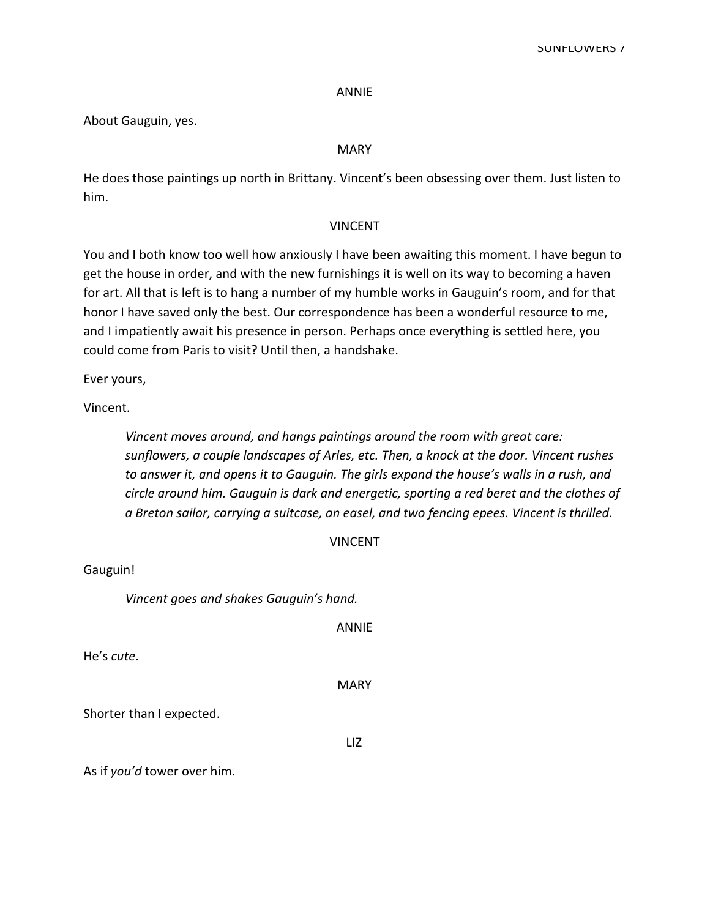ANNIE

About Gauguin, yes.

MARY

He does those paintings up north in Brittany. Vincent's been obsessing over them. Just listen to him.

VINCENT

You and I both know too well how anxiously I have been awaiting this moment. I have begun to get the house in order, and with the new furnishings it is well on its way to becoming a haven for art. All that is left is to hang a number of my humble works in Gauguin's room, and for that honor I have saved only the best. Our correspondence has been a wonderful resource to me, and I impatiently await his presence in person. Perhaps once everything is settled here, you could come from Paris to visit? Until then, a handshake.

Ever yours,

Vincent.

> *Vincent moves around, and hangs paintings around the room with great care: sunflowers, a couple landscapes of Arles, etc. Then, a knock at the door. Vincent rushes to answer it, and opens it to Gauguin. The girls expand the house's walls in a rush, and circle around him. Gauguin is dark and energetic, sporting a red beret and the clothes of a Breton sailor, carrying a suitcase, an easel, and two fencing epees. Vincent is thrilled.*

VINCENT

Gauguin!

> *Vincent goes and shakes Gauguin's hand.*

ANNIE

He's *cute*.

MARY

Shorter than I expected.

LIZ

As if *you'd* tower over him.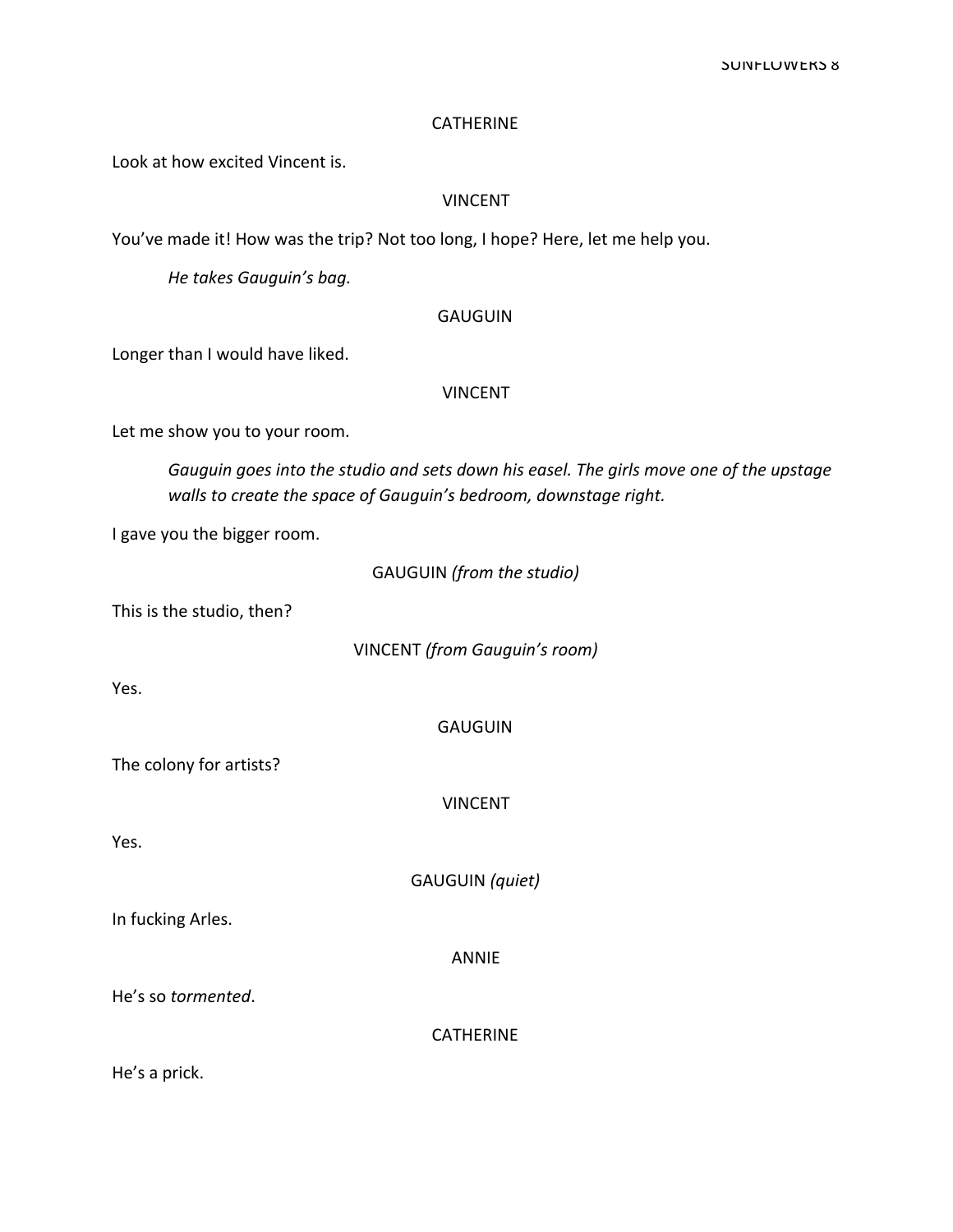CATHERINE

Look at how excited Vincent is.

VINCENT

You've made it! How was the trip? Not too long, I hope? Here, let me help you.

*He takes Gauguin's bag.*

GAUGUIN

Longer than I would have liked.

VINCENT

Let me show you to your room.

*Gauguin goes into the studio and sets down his easel. The girls move one of the upstage walls to create the space of Gauguin's bedroom, downstage right.*

I gave you the bigger room.

GAUGUIN *(from the studio)*

This is the studio, then?

VINCENT *(from Gauguin's room)*

Yes.

GAUGUIN

The colony for artists?

VINCENT

Yes.

GAUGUIN *(quiet)*

In fucking Arles.

ANNIE

He's so *tormented*.

CATHERINE

He's a prick.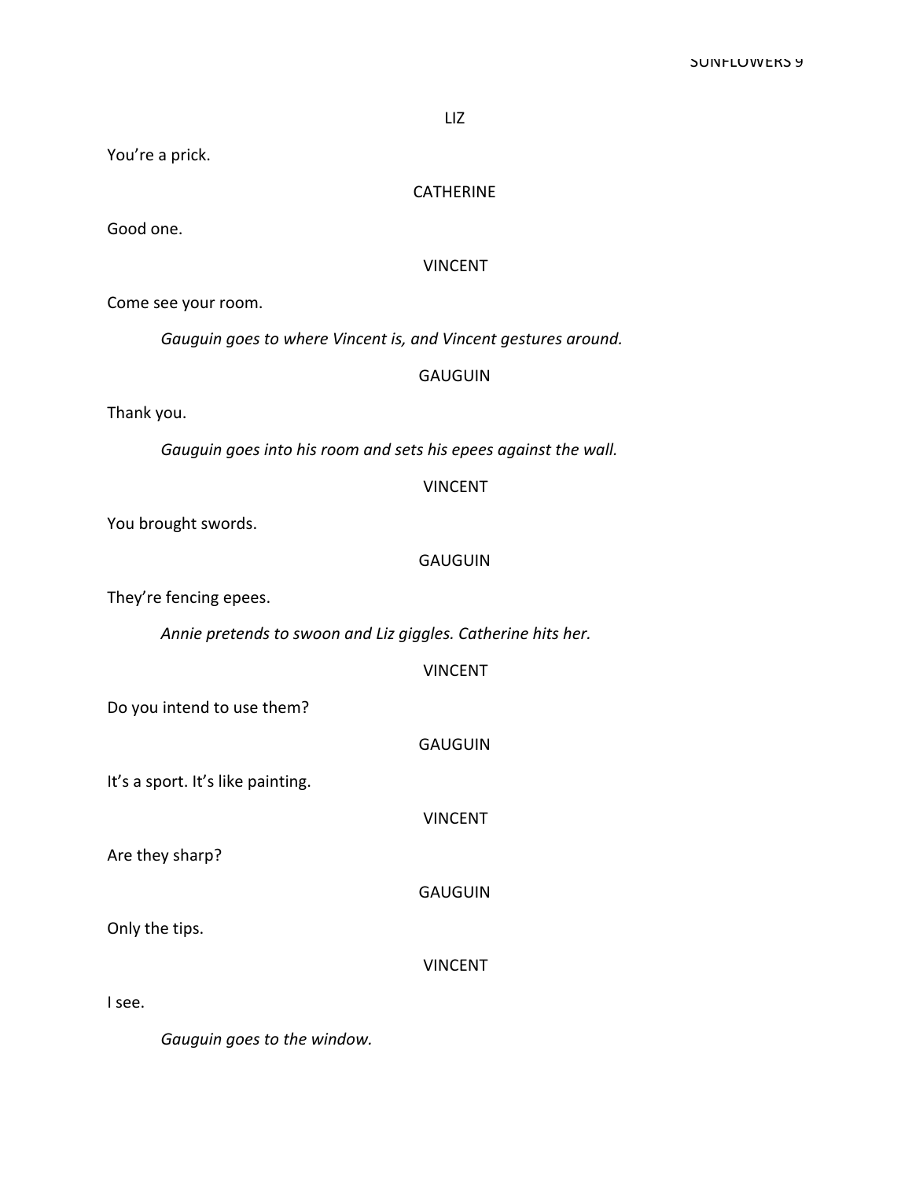LIZ

You're a prick.

CATHERINE

Good one.

VINCENT

Come see your room.

*Gauguin goes to where Vincent is, and Vincent gestures around.*

GAUGUIN

Thank you.

*Gauguin goes into his room and sets his epees against the wall.*

VINCENT

You brought swords.

GAUGUIN

They're fencing epees.

*Annie pretends to swoon and Liz giggles. Catherine hits her.*

VINCENT

Do you intend to use them?

GAUGUIN

It's a sport. It's like painting.

VINCENT

Are they sharp?

GAUGUIN

Only the tips.

VINCENT

I see.

*Gauguin goes to the window.*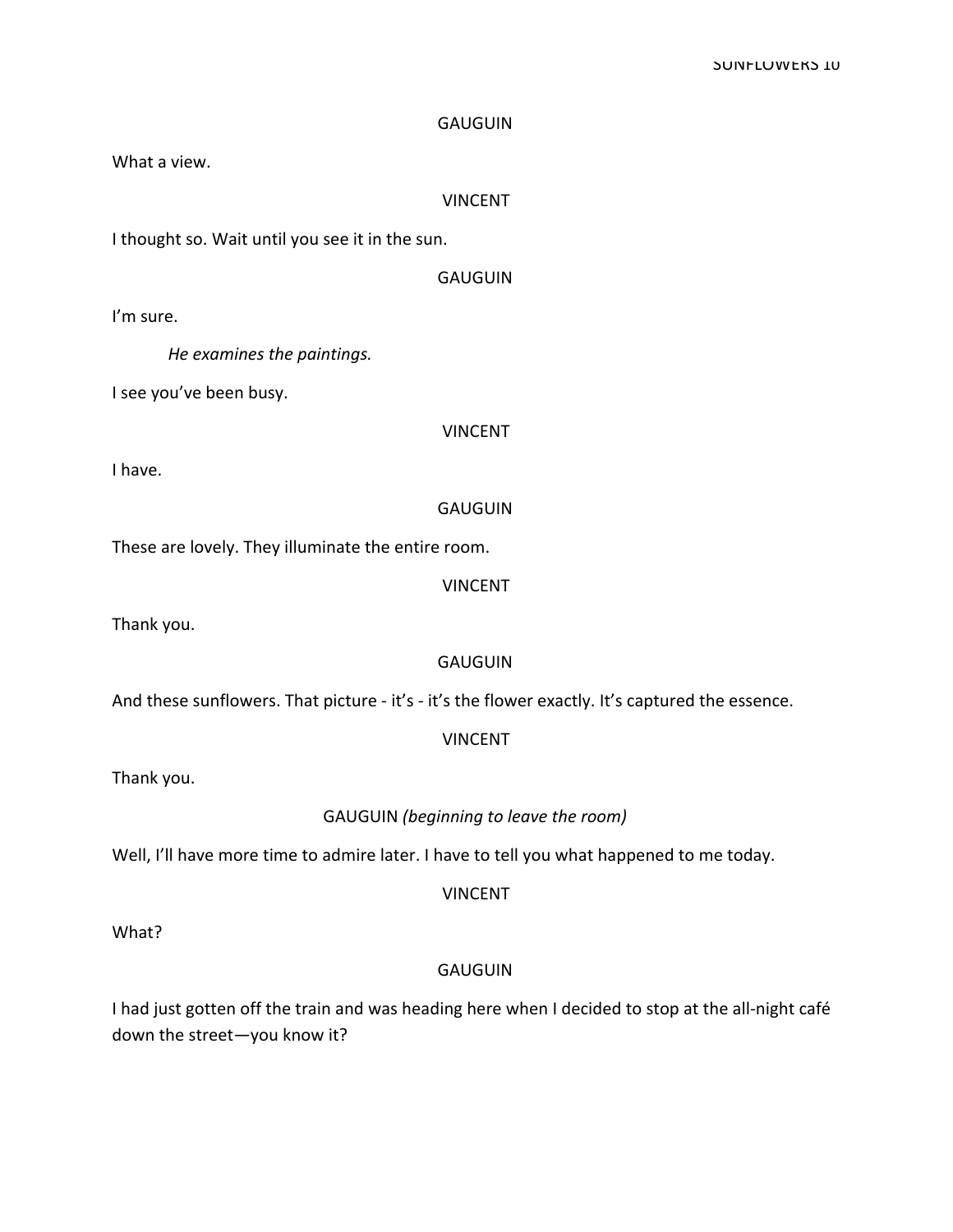GAUGUIN

What a view.

VINCENT

I thought so. Wait until you see it in the sun.

GAUGUIN

I'm sure.

*He examines the paintings.*

I see you've been busy.

VINCENT

I have.

GAUGUIN

These are lovely. They illuminate the entire room.

VINCENT

Thank you.

GAUGUIN

And these sunflowers. That picture - it's - it's the flower exactly. It's captured the essence.

VINCENT

Thank you.

GAUGUIN *(beginning to leave the room)*

Well, I'll have more time to admire later. I have to tell you what happened to me today.

VINCENT

What?

GAUGUIN

I had just gotten off the train and was heading here when I decided to stop at the all-night café down the street—you know it?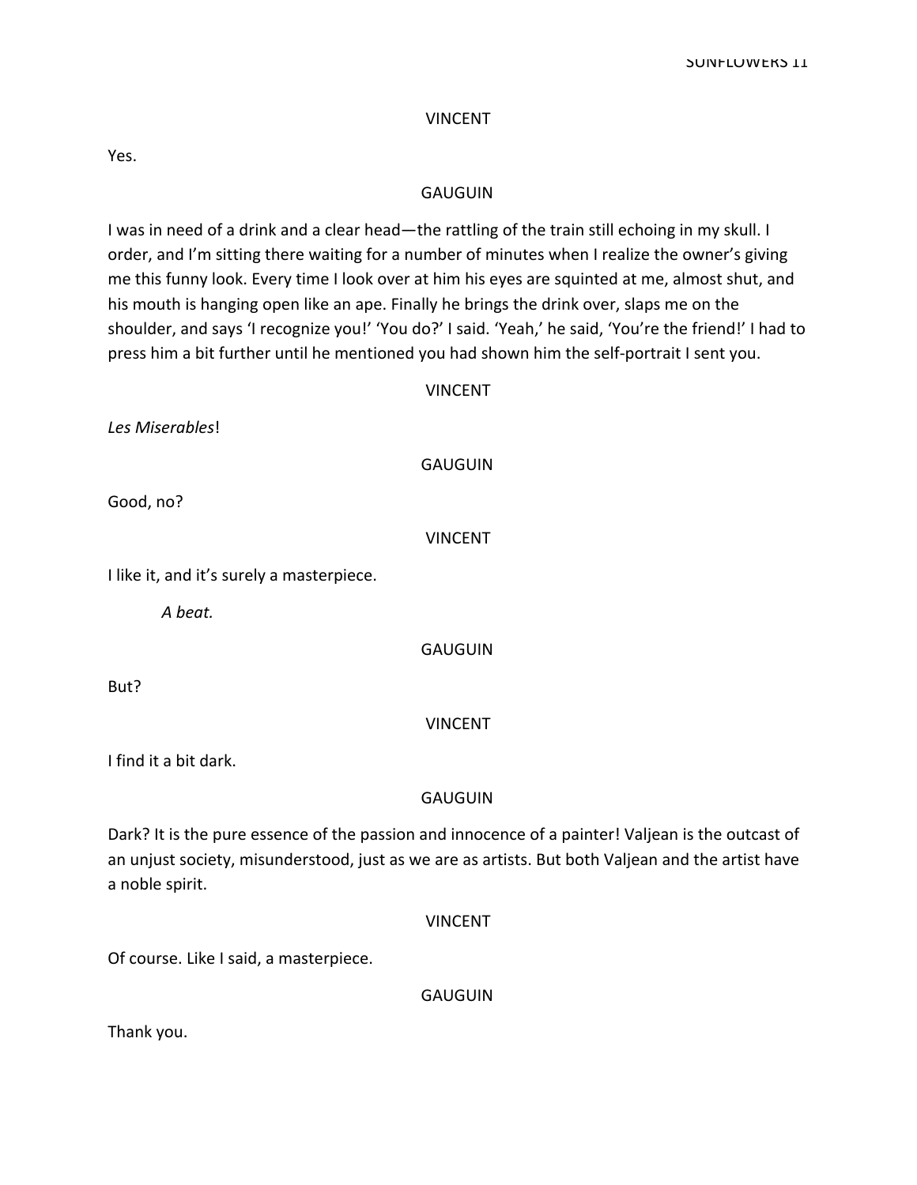VINCENT

Yes.

GAUGUIN

I was in need of a drink and a clear head—the rattling of the train still echoing in my skull. I order, and I'm sitting there waiting for a number of minutes when I realize the owner's giving me this funny look. Every time I look over at him his eyes are squinted at me, almost shut, and his mouth is hanging open like an ape. Finally he brings the drink over, slaps me on the shoulder, and says 'I recognize you!' 'You do?' I said. 'Yeah,' he said, 'You're the friend!' I had to press him a bit further until he mentioned you had shown him the self-portrait I sent you.

VINCENT

*Les Miserables*!

GAUGUIN

Good, no?

VINCENT

I like it, and it's surely a masterpiece.

*A beat.*

GAUGUIN

But?

VINCENT

I find it a bit dark.

GAUGUIN

Dark? It is the pure essence of the passion and innocence of a painter! Valjean is the outcast of an unjust society, misunderstood, just as we are as artists. But both Valjean and the artist have a noble spirit.

VINCENT

Of course. Like I said, a masterpiece.

GAUGUIN

Thank you.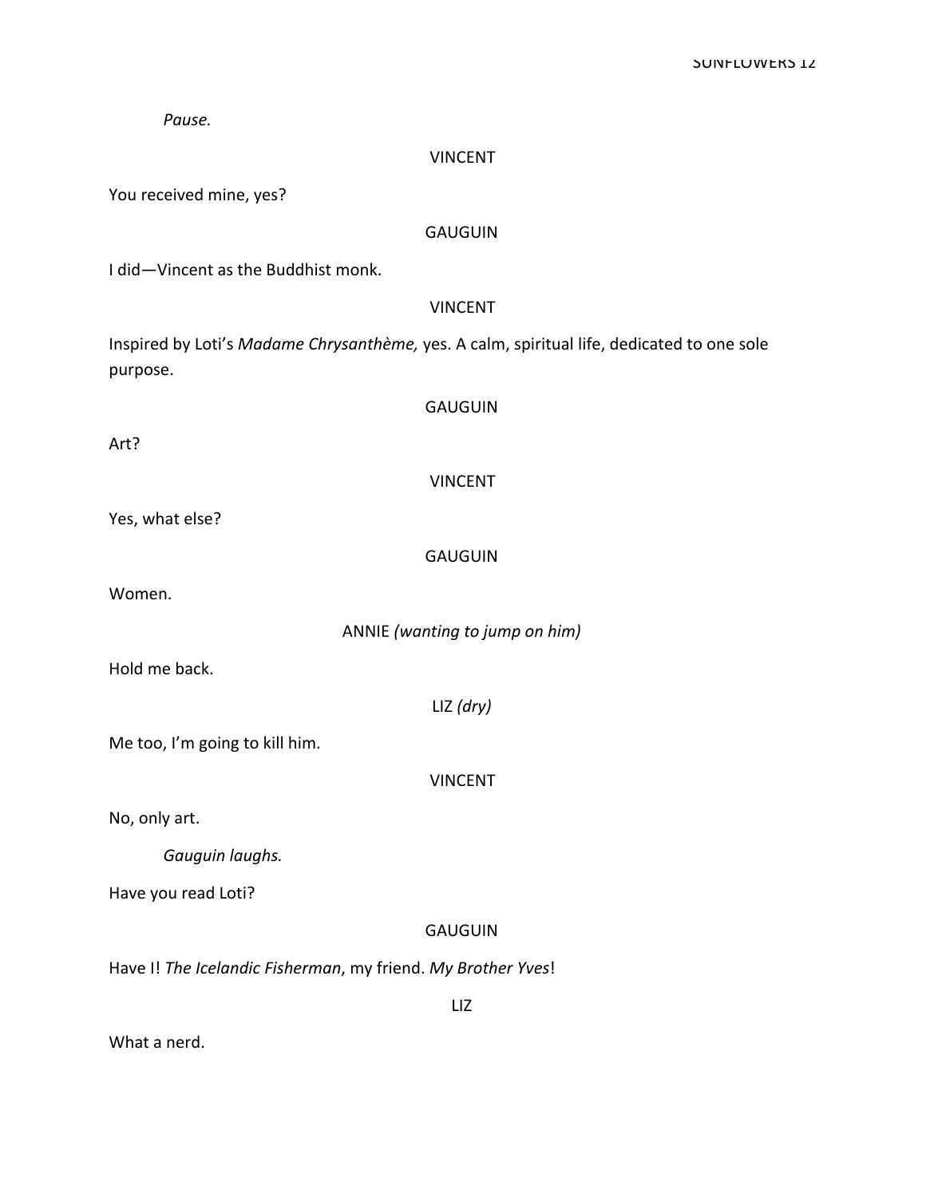*Pause.*

VINCENT

You received mine, yes?

GAUGUIN

I did—Vincent as the Buddhist monk.

VINCENT

Inspired by Loti's *Madame Chrysanthème,* yes. A calm, spiritual life, dedicated to one sole purpose.

GAUGUIN

Art?

VINCENT

Yes, what else?

GAUGUIN

Women.

ANNIE *(wanting to jump on him)*

Hold me back.

LIZ *(dry)*

Me too, I'm going to kill him.

VINCENT

No, only art.

*Gauguin laughs.*

Have you read Loti?

GAUGUIN

Have I! *The Icelandic Fisherman*, my friend. *My Brother Yves*!

LIZ

What a nerd.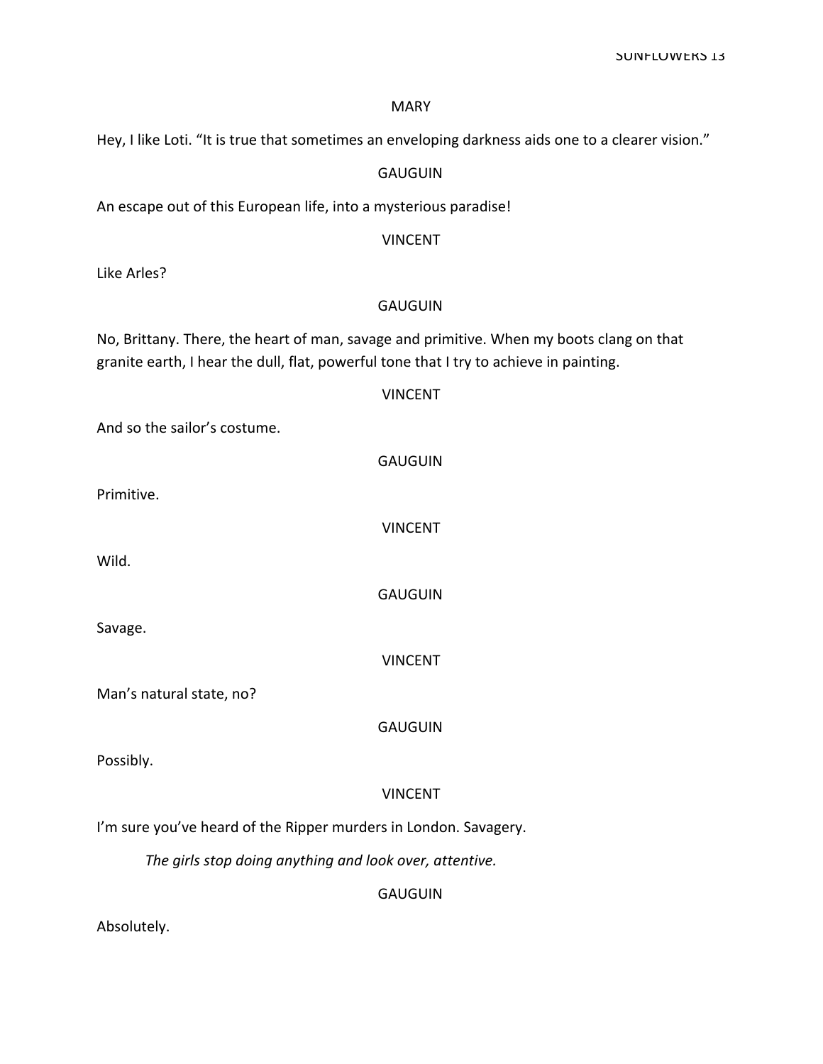MARY

Hey, I like Loti. “It is true that sometimes an enveloping darkness aids one to a clearer vision.”

GAUGUIN

An escape out of this European life, into a mysterious paradise!

VINCENT

Like Arles?

GAUGUIN

No, Brittany. There, the heart of man, savage and primitive. When my boots clang on that granite earth, I hear the dull, flat, powerful tone that I try to achieve in painting.

VINCENT

And so the sailor’s costume.

GAUGUIN

Primitive.

VINCENT

Wild.

GAUGUIN

Savage.

VINCENT

Man’s natural state, no?

GAUGUIN

Possibly.

VINCENT

I’m sure you’ve heard of the Ripper murders in London. Savagery.

*The girls stop doing anything and look over, attentive.*

GAUGUIN

Absolutely.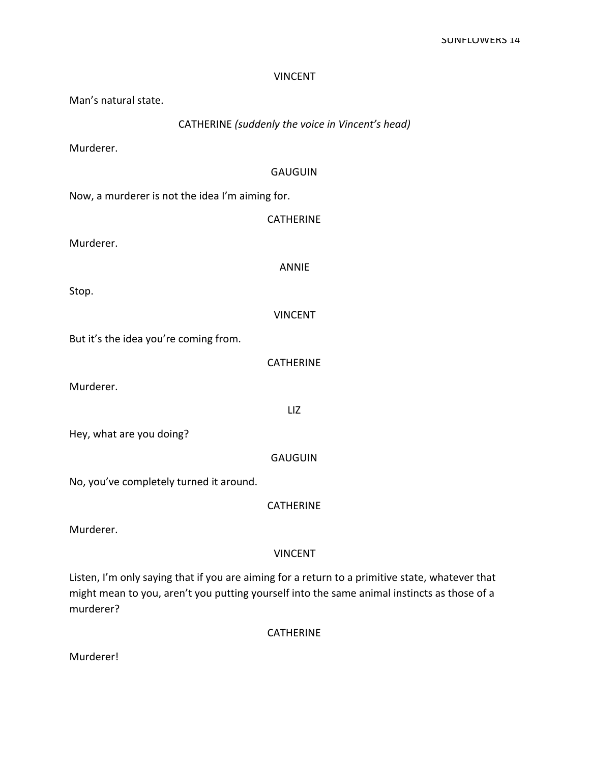VINCENT

Man's natural state.

CATHERINE *(suddenly the voice in Vincent's head)*

Murderer.

GAUGUIN

Now, a murderer is not the idea I'm aiming for.

CATHERINE

Murderer.

ANNIE

Stop.

VINCENT

But it's the idea you're coming from.

CATHERINE

Murderer.

LIZ

Hey, what are you doing?

GAUGUIN

No, you've completely turned it around.

CATHERINE

Murderer.

VINCENT

Listen, I'm only saying that if you are aiming for a return to a primitive state, whatever that might mean to you, aren't you putting yourself into the same animal instincts as those of a murderer?

CATHERINE

Murderer!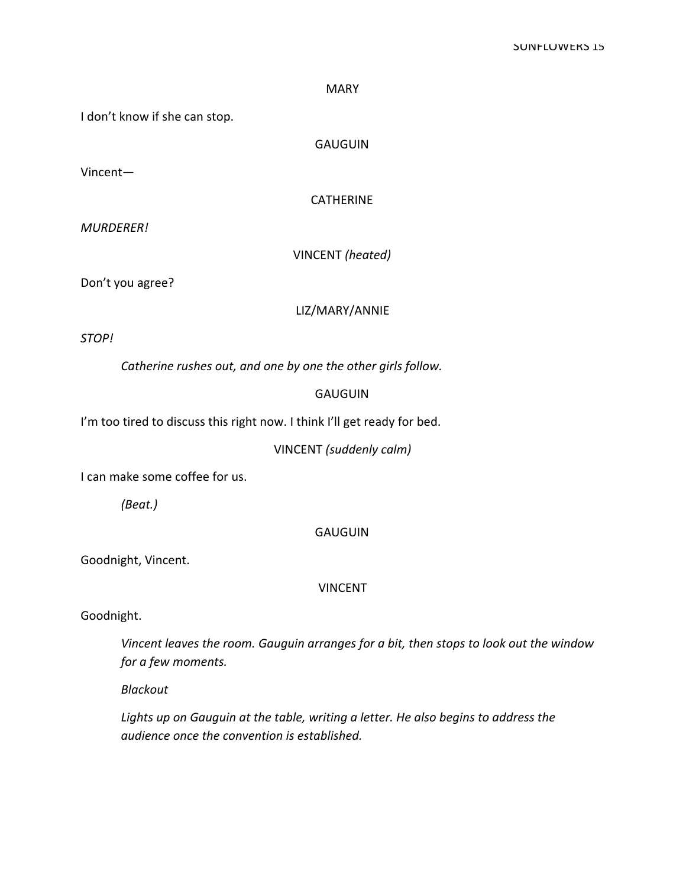MARY

I don’t know if she can stop.

GAUGUIN

Vincent—

CATHERINE

*MURDERER!*

VINCENT *(heated)*

Don’t you agree?

LIZ/MARY/ANNIE

*STOP!*

*Catherine rushes out, and one by one the other girls follow.*

GAUGUIN

I’m too tired to discuss this right now. I think I’ll get ready for bed.

VINCENT *(suddenly calm)*

I can make some coffee for us.

*(Beat.)*

GAUGUIN

Goodnight, Vincent.

VINCENT

Goodnight.

*Vincent leaves the room. Gauguin arranges for a bit, then stops to look out the window for a few moments.*

*Blackout*

*Lights up on Gauguin at the table, writing a letter. He also begins to address the audience once the convention is established.*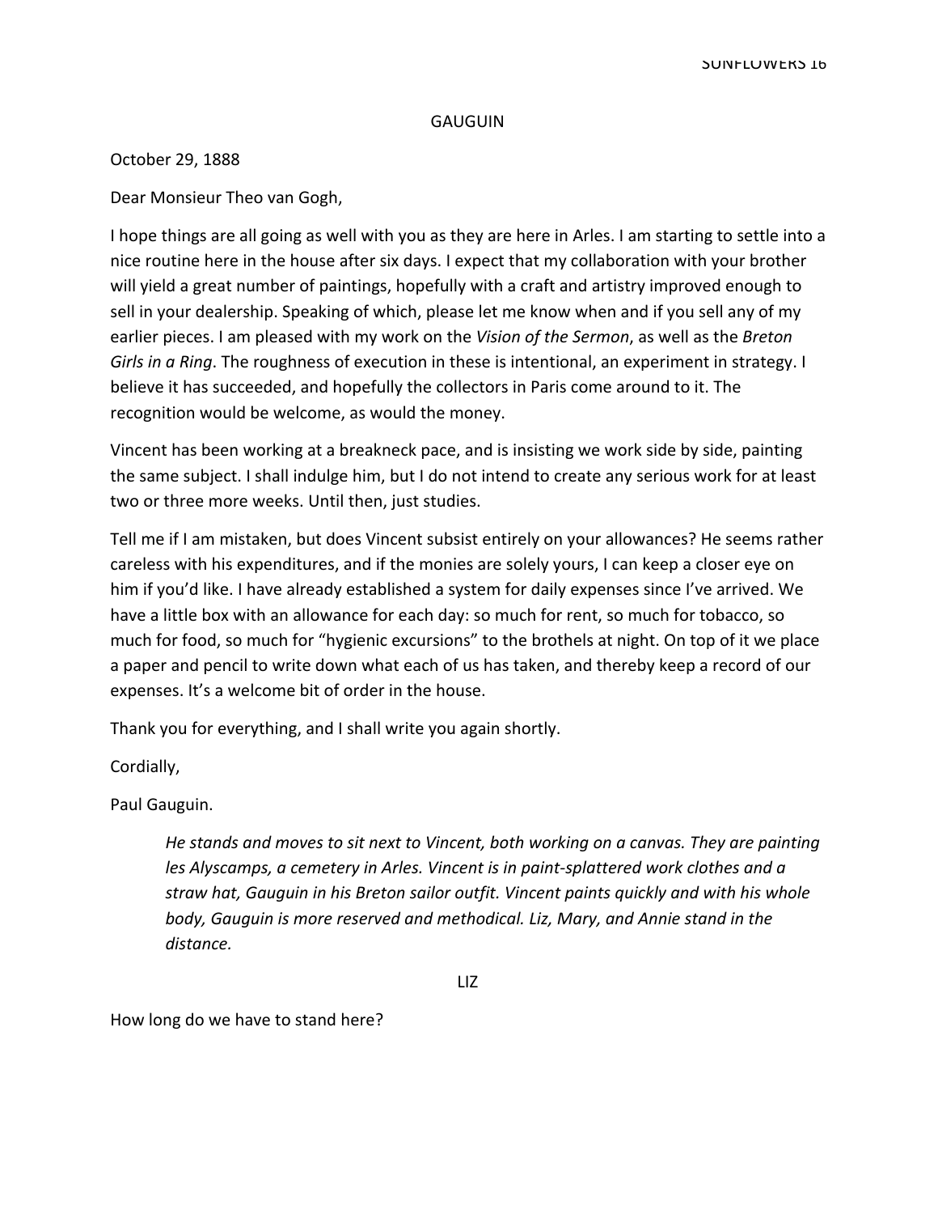GAUGUIN

October 29, 1888

Dear Monsieur Theo van Gogh,

I hope things are all going as well with you as they are here in Arles. I am starting to settle into a nice routine here in the house after six days. I expect that my collaboration with your brother will yield a great number of paintings, hopefully with a craft and artistry improved enough to sell in your dealership. Speaking of which, please let me know when and if you sell any of my earlier pieces. I am pleased with my work on the *Vision of the Sermon*, as well as the *Breton Girls in a Ring*. The roughness of execution in these is intentional, an experiment in strategy. I believe it has succeeded, and hopefully the collectors in Paris come around to it. The recognition would be welcome, as would the money.

Vincent has been working at a breakneck pace, and is insisting we work side by side, painting the same subject. I shall indulge him, but I do not intend to create any serious work for at least two or three more weeks. Until then, just studies.

Tell me if I am mistaken, but does Vincent subsist entirely on your allowances? He seems rather careless with his expenditures, and if the monies are solely yours, I can keep a closer eye on him if you'd like. I have already established a system for daily expenses since I've arrived. We have a little box with an allowance for each day: so much for rent, so much for tobacco, so much for food, so much for "hygienic excursions" to the brothels at night. On top of it we place a paper and pencil to write down what each of us has taken, and thereby keep a record of our expenses. It's a welcome bit of order in the house.

Thank you for everything, and I shall write you again shortly.

Cordially,

Paul Gauguin.

> *He stands and moves to sit next to Vincent, both working on a canvas. They are painting les Alyscamps, a cemetery in Arles. Vincent is in paint-splattered work clothes and a straw hat, Gauguin in his Breton sailor outfit. Vincent paints quickly and with his whole body, Gauguin is more reserved and methodical. Liz, Mary, and Annie stand in the distance.*

LIZ

How long do we have to stand here?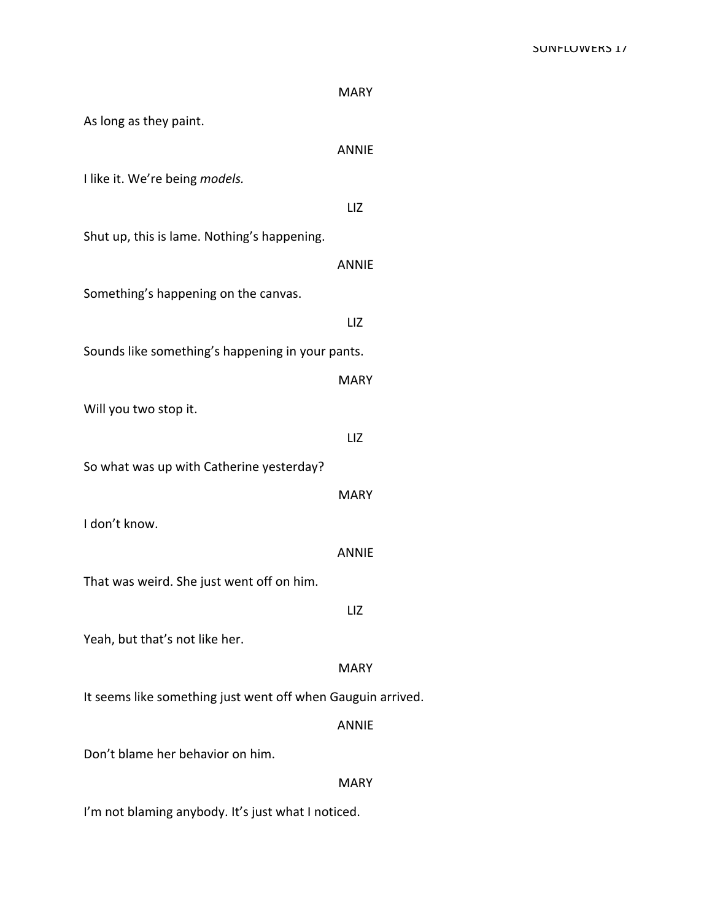MARY

As long as they paint.

ANNIE

I like it. We're being *models.*

LIZ

Shut up, this is lame. Nothing's happening.

ANNIE

Something's happening on the canvas.

LIZ

Sounds like something's happening in your pants.

MARY

Will you two stop it.

LIZ

So what was up with Catherine yesterday?

MARY

I don't know.

ANNIE

That was weird. She just went off on him.

LIZ

Yeah, but that's not like her.

MARY

It seems like something just went off when Gauguin arrived.

ANNIE

Don't blame her behavior on him.

MARY

I'm not blaming anybody. It's just what I noticed.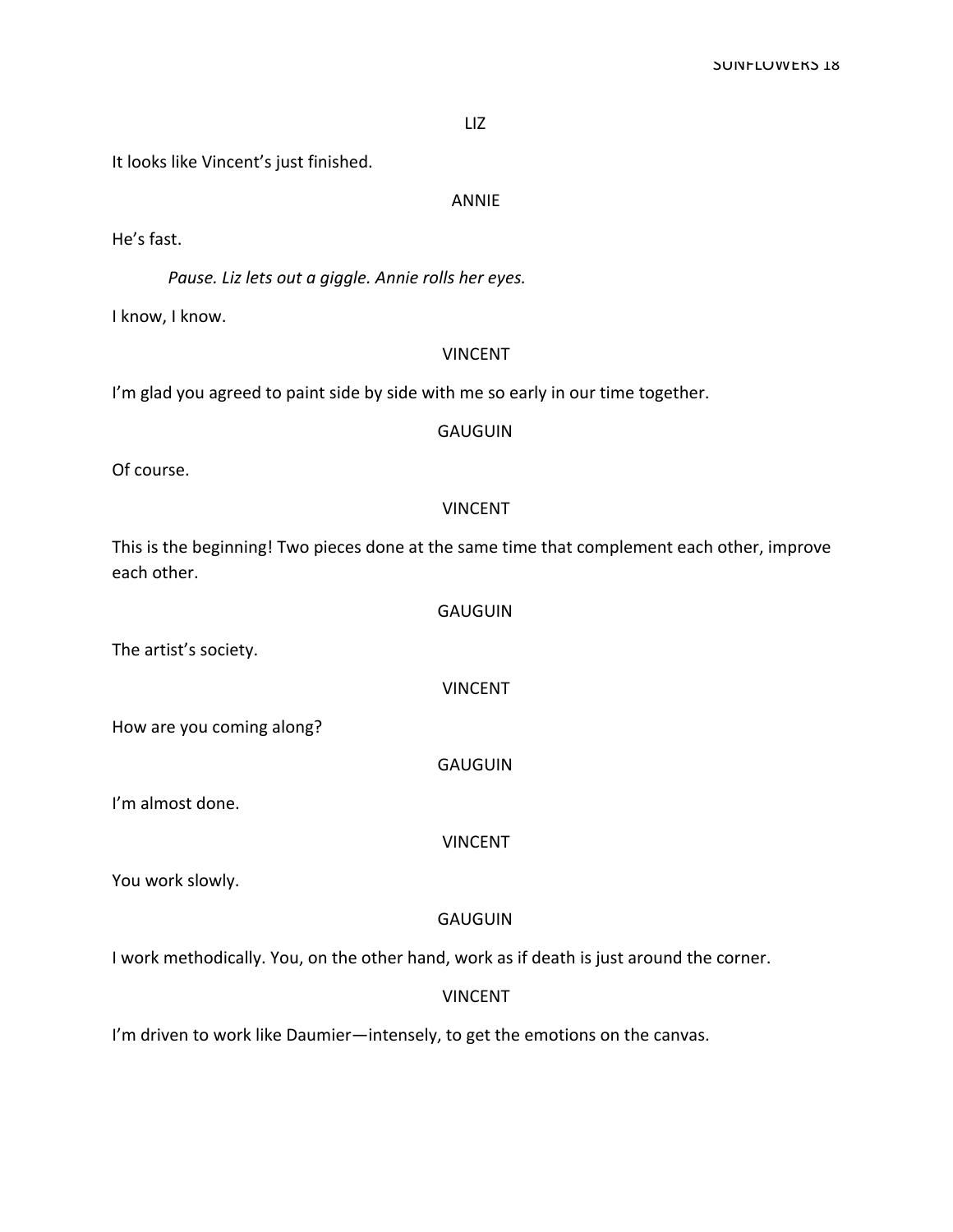LIZ

It looks like Vincent's just finished.

ANNIE

He's fast.

*Pause. Liz lets out a giggle. Annie rolls her eyes.*

I know, I know.

VINCENT

I'm glad you agreed to paint side by side with me so early in our time together.

GAUGUIN

Of course.

VINCENT

This is the beginning! Two pieces done at the same time that complement each other, improve each other.

GAUGUIN

The artist's society.

VINCENT

How are you coming along?

GAUGUIN

I'm almost done.

VINCENT

You work slowly.

GAUGUIN

I work methodically. You, on the other hand, work as if death is just around the corner.

VINCENT

I'm driven to work like Daumier—intensely, to get the emotions on the canvas.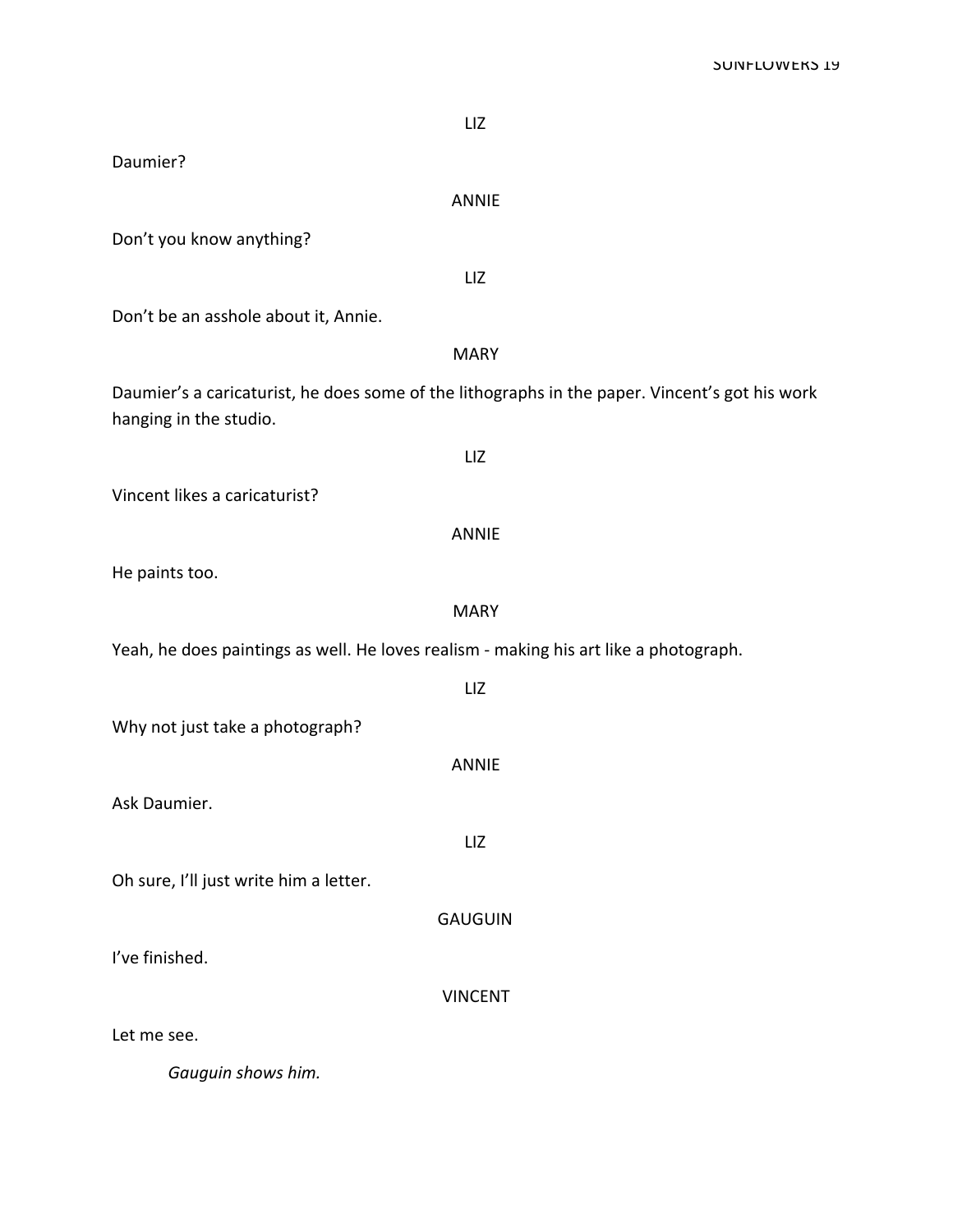LIZ

Daumier?

ANNIE

Don't you know anything?

LIZ

Don't be an asshole about it, Annie.

MARY

Daumier's a caricaturist, he does some of the lithographs in the paper. Vincent's got his work hanging in the studio.

LIZ

Vincent likes a caricaturist?

ANNIE

He paints too.

MARY

Yeah, he does paintings as well. He loves realism - making his art like a photograph.

LIZ

Why not just take a photograph?

ANNIE

Ask Daumier.

LIZ

Oh sure, I'll just write him a letter.

GAUGUIN

I've finished.

VINCENT

Let me see.

*Gauguin shows him.*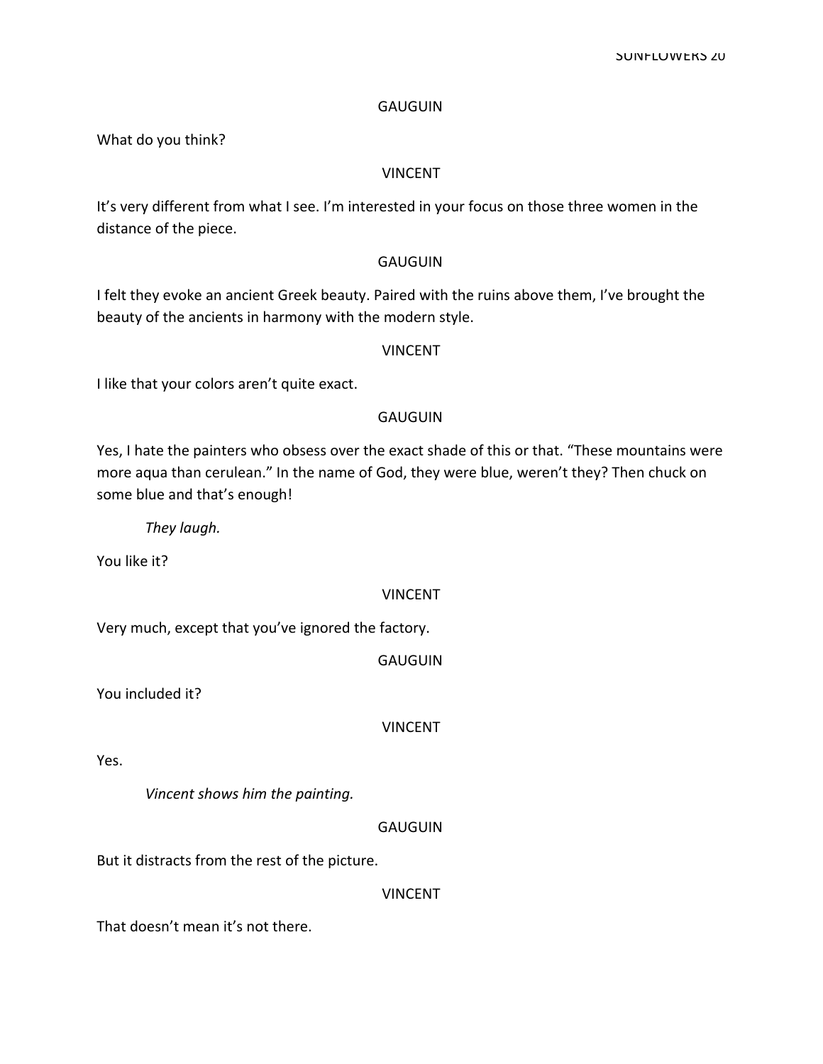GAUGUIN

What do you think?

VINCENT

It's very different from what I see. I'm interested in your focus on those three women in the distance of the piece.

GAUGUIN

I felt they evoke an ancient Greek beauty. Paired with the ruins above them, I've brought the beauty of the ancients in harmony with the modern style.

VINCENT

I like that your colors aren't quite exact.

GAUGUIN

Yes, I hate the painters who obsess over the exact shade of this or that. "These mountains were more aqua than cerulean." In the name of God, they were blue, weren't they? Then chuck on some blue and that's enough!

*They laugh.*

You like it?

VINCENT

Very much, except that you've ignored the factory.

GAUGUIN

You included it?

VINCENT

Yes.

*Vincent shows him the painting.*

GAUGUIN

But it distracts from the rest of the picture.

VINCENT

That doesn't mean it's not there.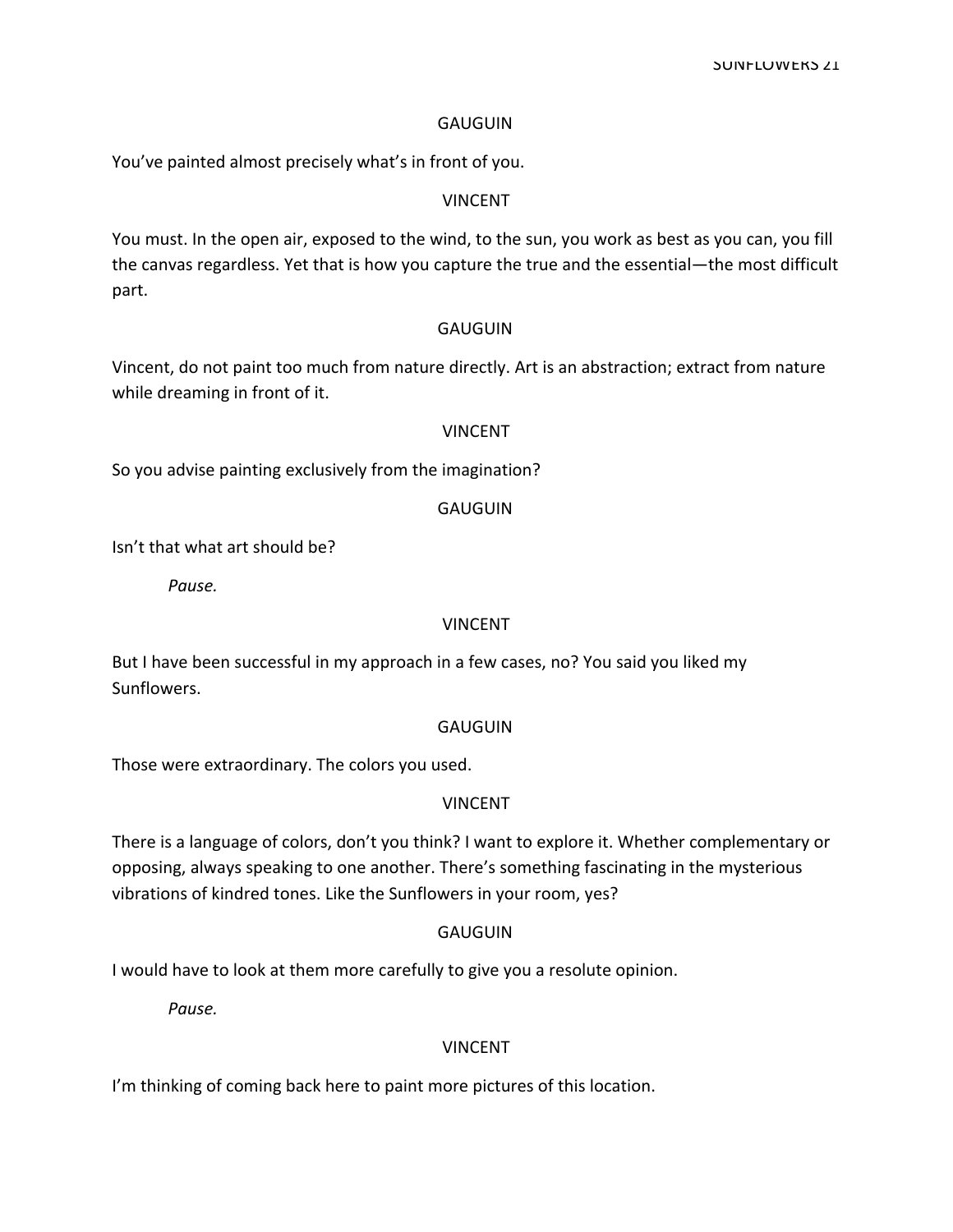GAUGUIN

You've painted almost precisely what's in front of you.

VINCENT

You must. In the open air, exposed to the wind, to the sun, you work as best as you can, you fill the canvas regardless. Yet that is how you capture the true and the essential—the most difficult part.

GAUGUIN

Vincent, do not paint too much from nature directly. Art is an abstraction; extract from nature while dreaming in front of it.

VINCENT

So you advise painting exclusively from the imagination?

GAUGUIN

Isn't that what art should be?

*Pause.*

VINCENT

But I have been successful in my approach in a few cases, no? You said you liked my Sunflowers.

GAUGUIN

Those were extraordinary. The colors you used.

VINCENT

There is a language of colors, don't you think? I want to explore it. Whether complementary or opposing, always speaking to one another. There's something fascinating in the mysterious vibrations of kindred tones. Like the Sunflowers in your room, yes?

GAUGUIN

I would have to look at them more carefully to give you a resolute opinion.

*Pause.*

VINCENT

I'm thinking of coming back here to paint more pictures of this location.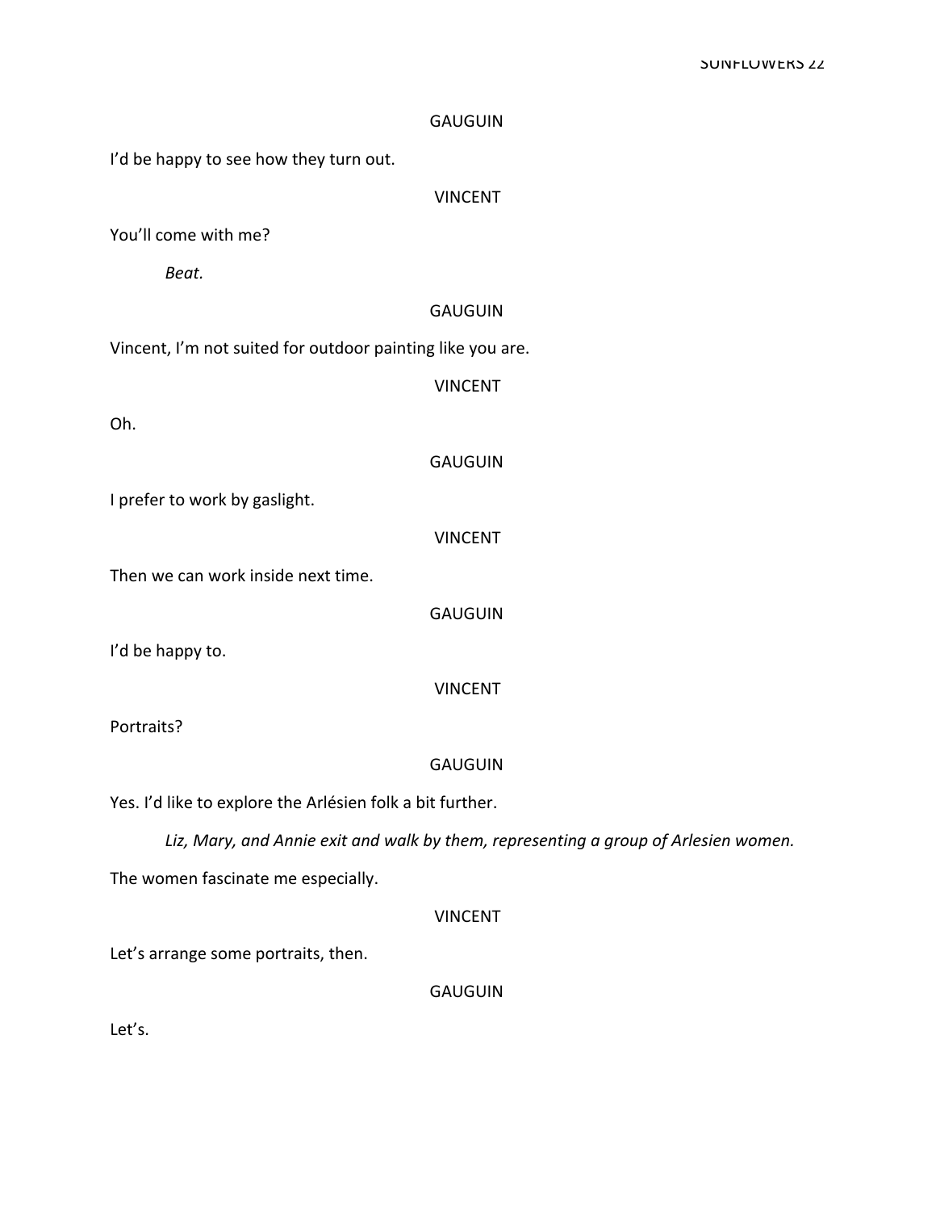GAUGUIN

I'd be happy to see how they turn out.

VINCENT

You'll come with me?

*Beat.*

GAUGUIN

Vincent, I'm not suited for outdoor painting like you are.

VINCENT

Oh.

GAUGUIN

I prefer to work by gaslight.

VINCENT

Then we can work inside next time.

GAUGUIN

I'd be happy to.

VINCENT

Portraits?

GAUGUIN

Yes. I'd like to explore the Arlésien folk a bit further.

*Liz, Mary, and Annie exit and walk by them, representing a group of Arlesien women.*

The women fascinate me especially.

VINCENT

Let's arrange some portraits, then.

GAUGUIN

Let's.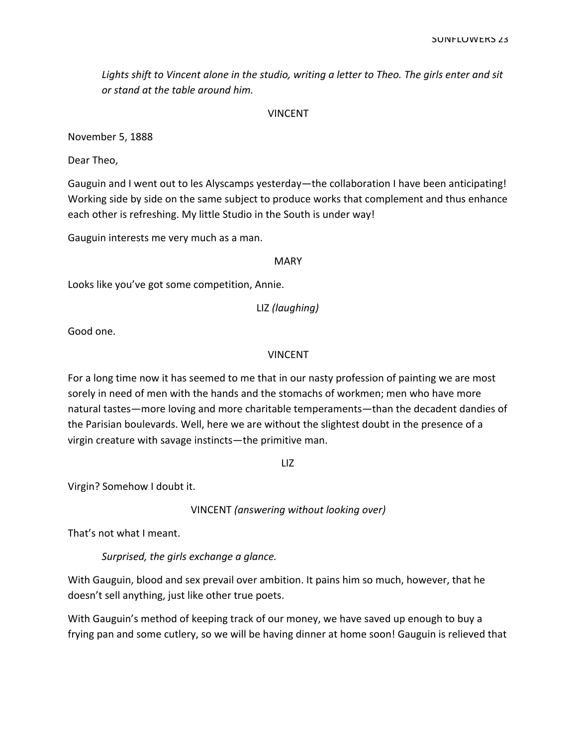*Lights shift to Vincent alone in the studio, writing a letter to Theo. The girls enter and sit or stand at the table around him.*

VINCENT

November 5, 1888

Dear Theo,

Gauguin and I went out to les Alyscamps yesterday—the collaboration I have been anticipating! Working side by side on the same subject to produce works that complement and thus enhance each other is refreshing. My little Studio in the South is under way!

Gauguin interests me very much as a man.

MARY

Looks like you've got some competition, Annie.

LIZ *(laughing)*

Good one.

VINCENT

For a long time now it has seemed to me that in our nasty profession of painting we are most sorely in need of men with the hands and the stomachs of workmen; men who have more natural tastes—more loving and more charitable temperaments—than the decadent dandies of the Parisian boulevards. Well, here we are without the slightest doubt in the presence of a virgin creature with savage instincts—the primitive man.

LIZ

Virgin? Somehow I doubt it.

VINCENT *(answering without looking over)*

That's not what I meant.

*Surprised, the girls exchange a glance.*

With Gauguin, blood and sex prevail over ambition. It pains him so much, however, that he doesn't sell anything, just like other true poets.

With Gauguin's method of keeping track of our money, we have saved up enough to buy a frying pan and some cutlery, so we will be having dinner at home soon! Gauguin is relieved that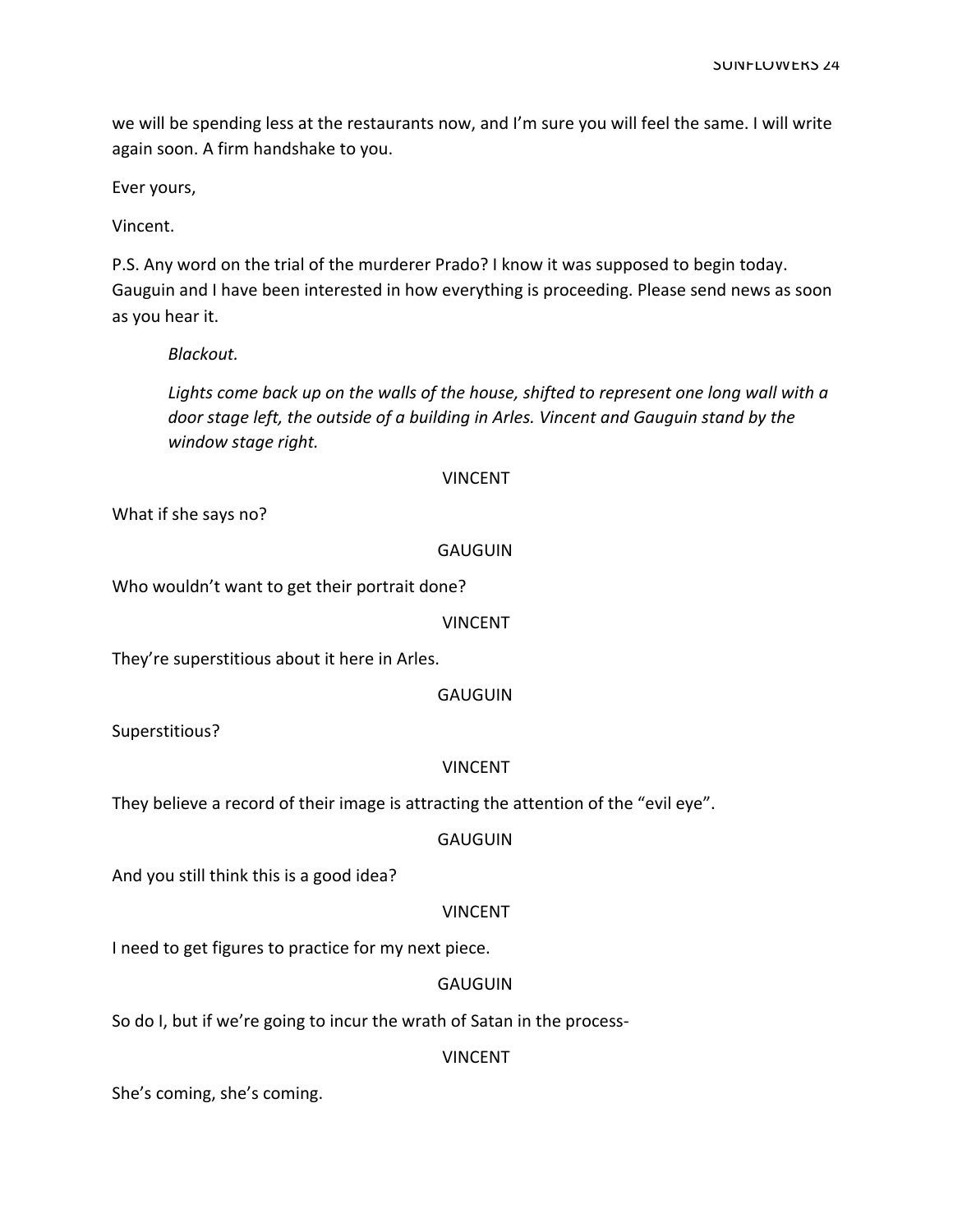we will be spending less at the restaurants now, and I'm sure you will feel the same. I will write again soon. A firm handshake to you.

Ever yours,

Vincent.

P.S. Any word on the trial of the murderer Prado? I know it was supposed to begin today. Gauguin and I have been interested in how everything is proceeding. Please send news as soon as you hear it.

*Blackout.*

*Lights come back up on the walls of the house, shifted to represent one long wall with a door stage left, the outside of a building in Arles. Vincent and Gauguin stand by the window stage right.*

VINCENT

What if she says no?

GAUGUIN

Who wouldn't want to get their portrait done?

VINCENT

They're superstitious about it here in Arles.

GAUGUIN

Superstitious?

VINCENT

They believe a record of their image is attracting the attention of the "evil eye".

GAUGUIN

And you still think this is a good idea?

VINCENT

I need to get figures to practice for my next piece.

GAUGUIN

So do I, but if we're going to incur the wrath of Satan in the process-

VINCENT

She's coming, she's coming.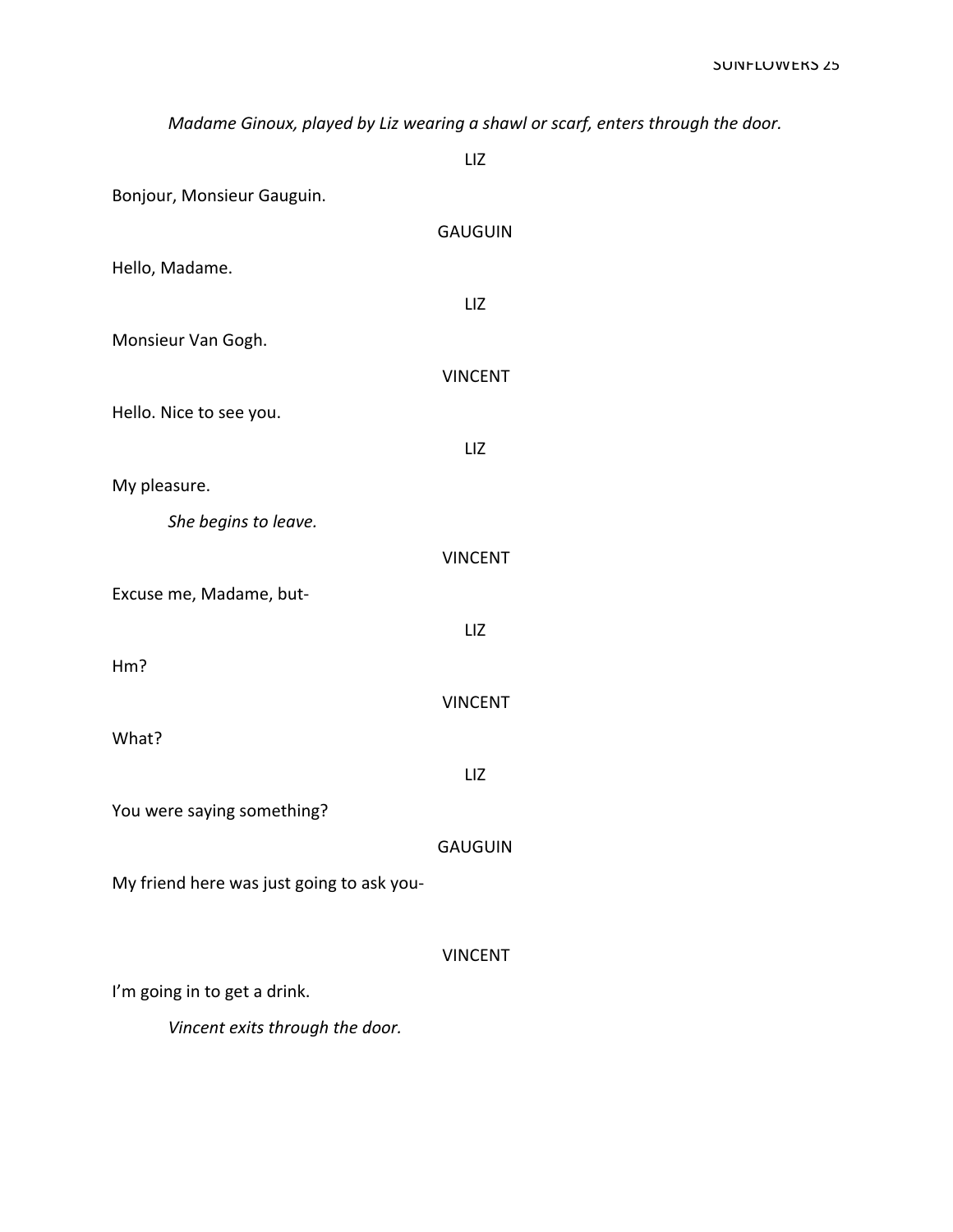*Madame Ginoux, played by Liz wearing a shawl or scarf, enters through the door.*

LIZ

Bonjour, Monsieur Gauguin.

GAUGUIN

Hello, Madame.

LIZ

Monsieur Van Gogh.

VINCENT

Hello. Nice to see you.

LIZ

My pleasure.

*She begins to leave.*

VINCENT

Excuse me, Madame, but-

LIZ

Hm?

VINCENT

What?

LIZ

You were saying something?

GAUGUIN

My friend here was just going to ask you-

VINCENT

I'm going in to get a drink.

*Vincent exits through the door.*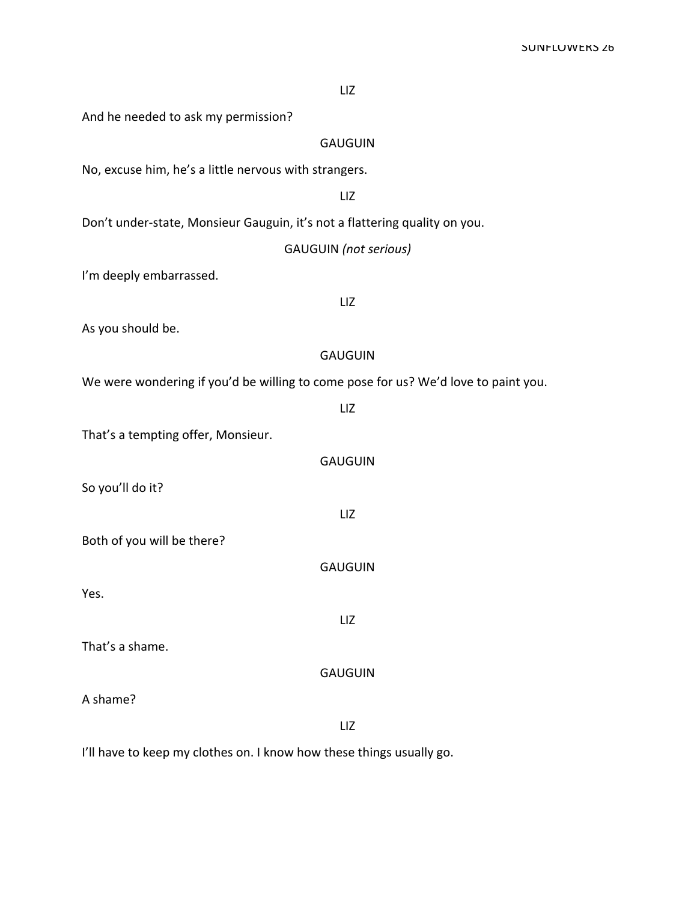LIZ

And he needed to ask my permission?

GAUGUIN

No, excuse him, he's a little nervous with strangers.

LIZ

Don't under-state, Monsieur Gauguin, it's not a flattering quality on you.

GAUGUIN *(not serious)*

I'm deeply embarrassed.

LIZ

As you should be.

GAUGUIN

We were wondering if you'd be willing to come pose for us? We'd love to paint you.

LIZ

That's a tempting offer, Monsieur.

GAUGUIN

So you'll do it?

LIZ

Both of you will be there?

GAUGUIN

Yes.

LIZ

That's a shame.

GAUGUIN

A shame?

LIZ

I'll have to keep my clothes on. I know how these things usually go.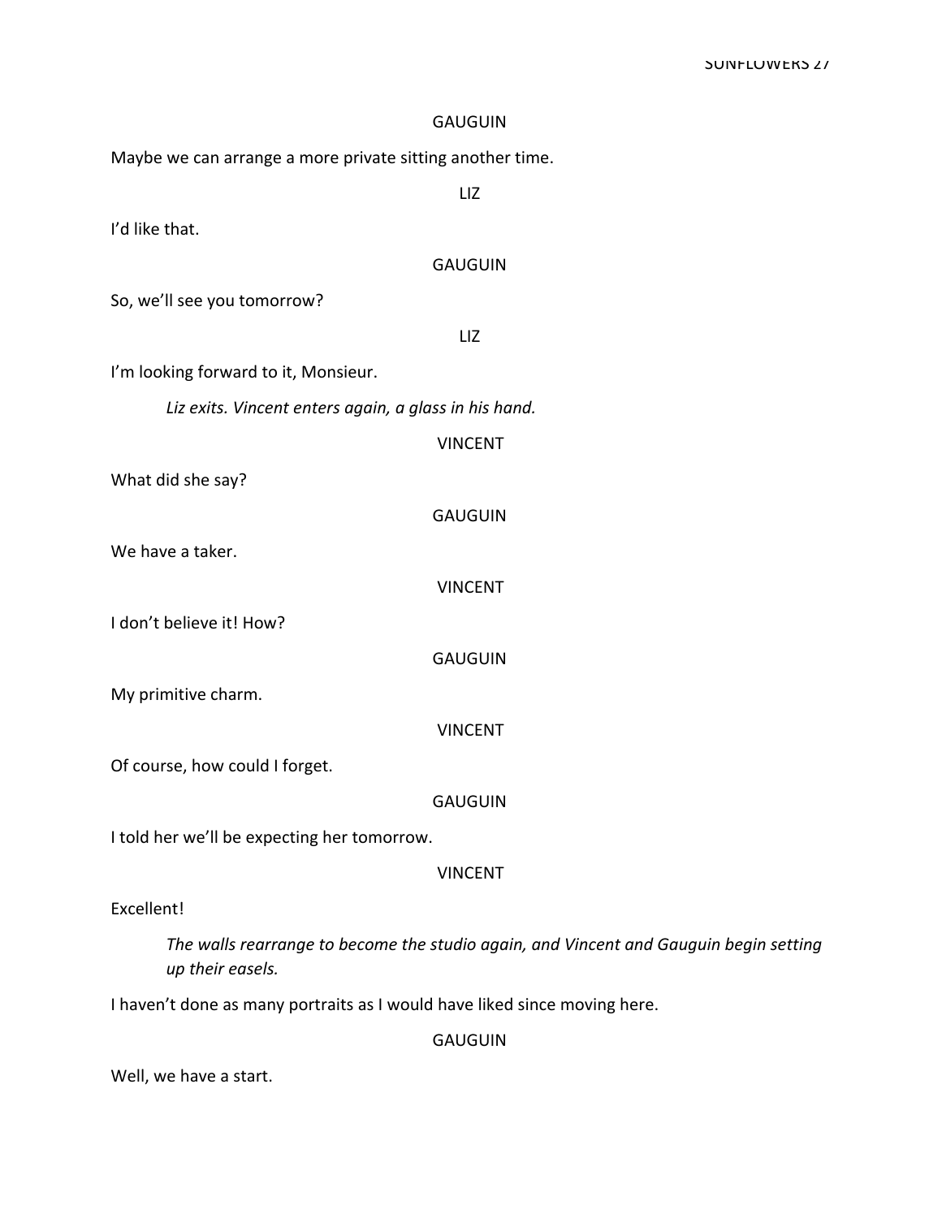GAUGUIN

Maybe we can arrange a more private sitting another time.

LIZ

I'd like that.

GAUGUIN

So, we'll see you tomorrow?

LIZ

I'm looking forward to it, Monsieur.

*Liz exits. Vincent enters again, a glass in his hand.*

VINCENT

What did she say?

GAUGUIN

We have a taker.

VINCENT

I don't believe it! How?

GAUGUIN

My primitive charm.

VINCENT

Of course, how could I forget.

GAUGUIN

I told her we'll be expecting her tomorrow.

VINCENT

Excellent!

*The walls rearrange to become the studio again, and Vincent and Gauguin begin setting up their easels.*

I haven't done as many portraits as I would have liked since moving here.

GAUGUIN

Well, we have a start.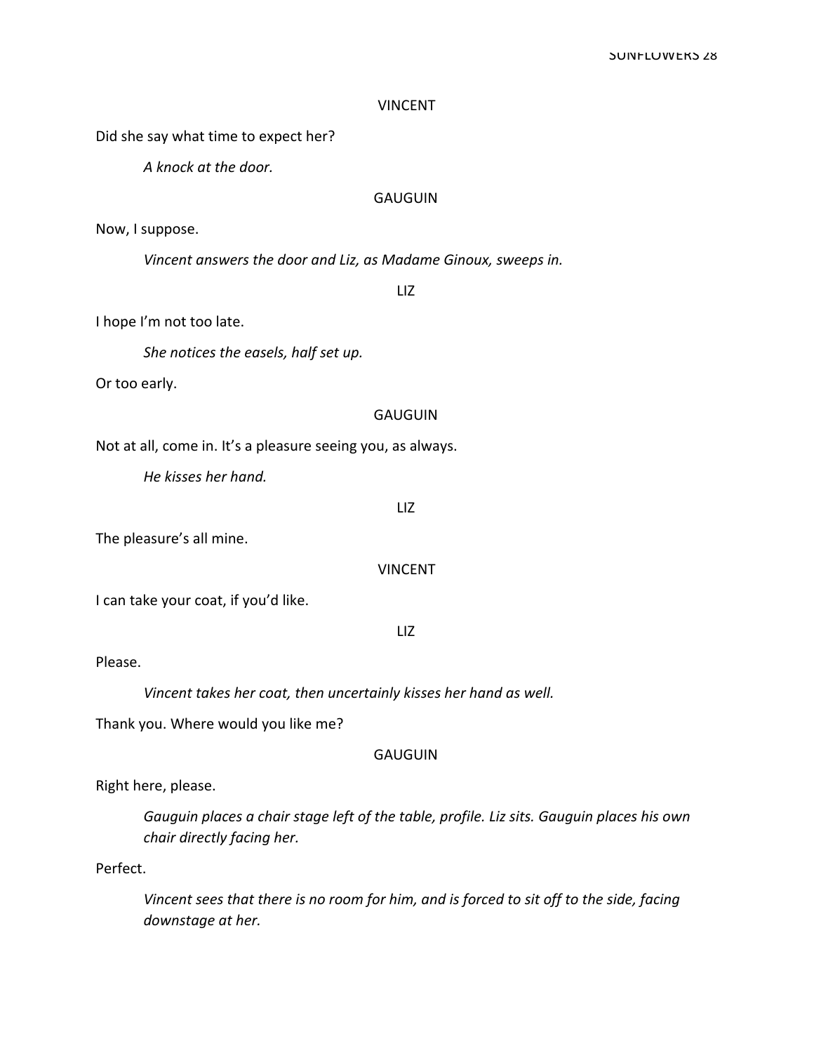VINCENT

Did she say what time to expect her?

*A knock at the door.*

GAUGUIN

Now, I suppose.

*Vincent answers the door and Liz, as Madame Ginoux, sweeps in.*

LIZ

I hope I'm not too late.

*She notices the easels, half set up.*

Or too early.

GAUGUIN

Not at all, come in. It's a pleasure seeing you, as always.

*He kisses her hand.*

LIZ

The pleasure's all mine.

VINCENT

I can take your coat, if you'd like.

LIZ

Please.

*Vincent takes her coat, then uncertainly kisses her hand as well.*

Thank you. Where would you like me?

GAUGUIN

Right here, please.

*Gauguin places a chair stage left of the table, profile. Liz sits. Gauguin places his own chair directly facing her.*

Perfect.

*Vincent sees that there is no room for him, and is forced to sit off to the side, facing downstage at her.*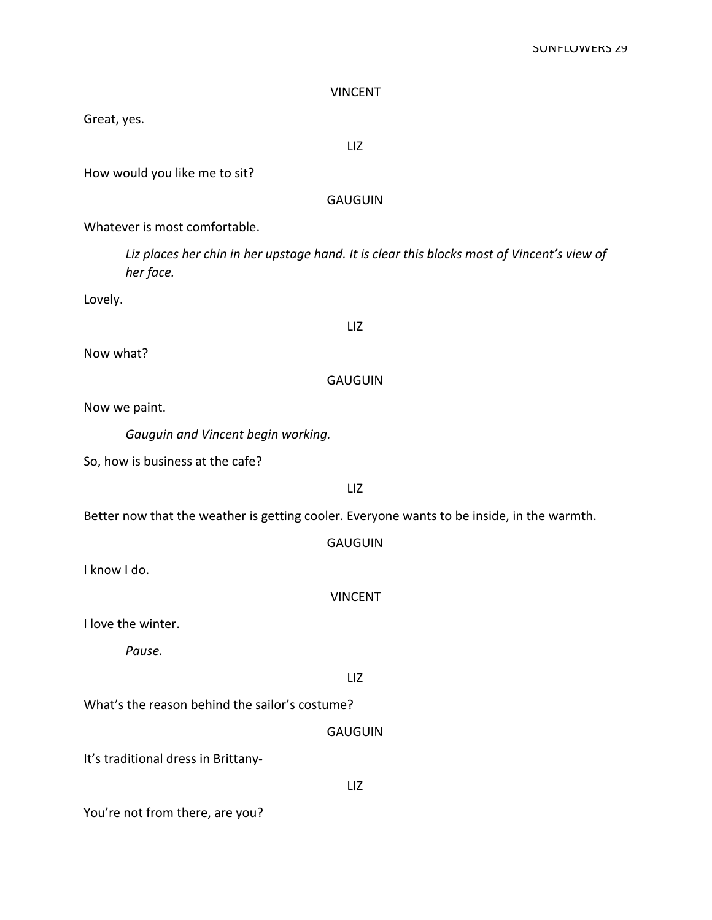VINCENT

Great, yes.

LIZ

How would you like me to sit?

GAUGUIN

Whatever is most comfortable.

*Liz places her chin in her upstage hand. It is clear this blocks most of Vincent's view of her face.*

Lovely.

LIZ

Now what?

GAUGUIN

Now we paint.

*Gauguin and Vincent begin working.*

So, how is business at the cafe?

LIZ

Better now that the weather is getting cooler. Everyone wants to be inside, in the warmth.

GAUGUIN

I know I do.

VINCENT

I love the winter.

*Pause.*

LIZ

What's the reason behind the sailor's costume?

GAUGUIN

It's traditional dress in Brittany-

LIZ

You're not from there, are you?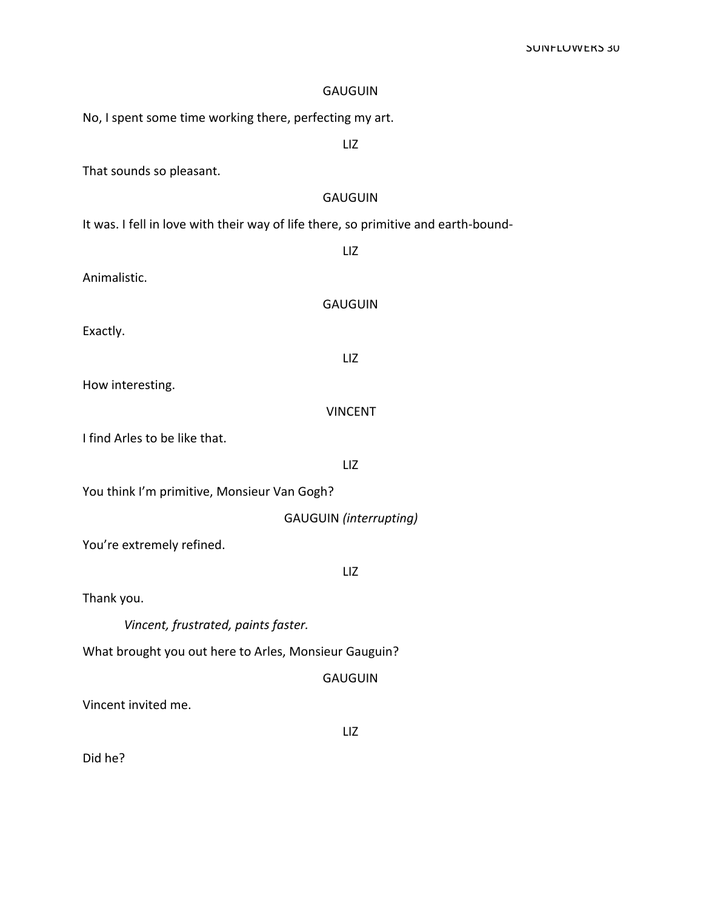GAUGUIN

No, I spent some time working there, perfecting my art.

LIZ

That sounds so pleasant.

GAUGUIN

It was. I fell in love with their way of life there, so primitive and earth-bound-

LIZ

Animalistic.

GAUGUIN

Exactly.

LIZ

How interesting.

VINCENT

I find Arles to be like that.

LIZ

You think I'm primitive, Monsieur Van Gogh?

GAUGUIN *(interrupting)*

You're extremely refined.

LIZ

Thank you.

*Vincent, frustrated, paints faster.*

What brought you out here to Arles, Monsieur Gauguin?

GAUGUIN

Vincent invited me.

LIZ

Did he?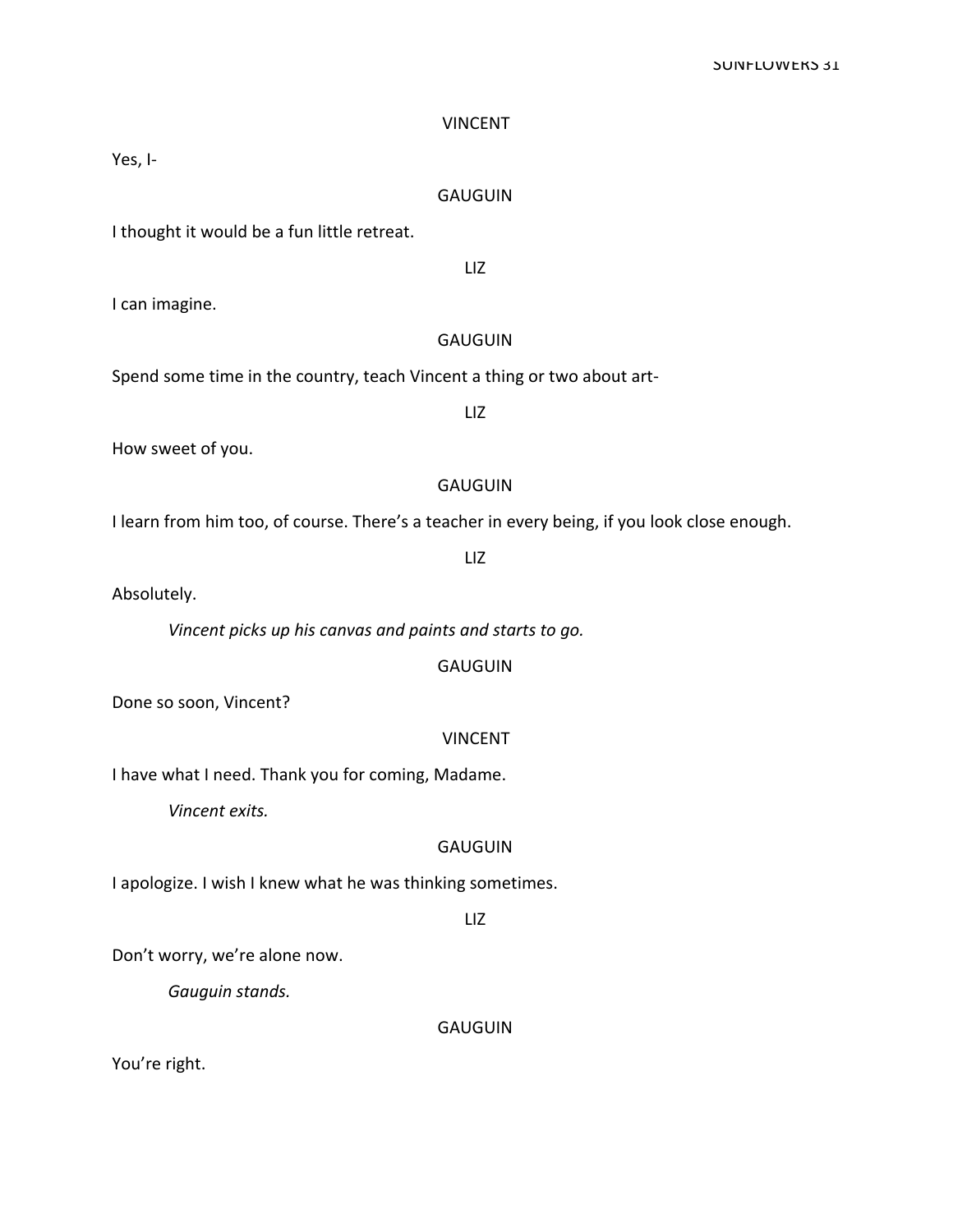VINCENT

Yes, I-

GAUGUIN

I thought it would be a fun little retreat.

LIZ

I can imagine.

GAUGUIN

Spend some time in the country, teach Vincent a thing or two about art-

LIZ

How sweet of you.

GAUGUIN

I learn from him too, of course. There's a teacher in every being, if you look close enough.

LIZ

Absolutely.

*Vincent picks up his canvas and paints and starts to go.*

GAUGUIN

Done so soon, Vincent?

VINCENT

I have what I need. Thank you for coming, Madame.

*Vincent exits.*

GAUGUIN

I apologize. I wish I knew what he was thinking sometimes.

LIZ

Don't worry, we're alone now.

*Gauguin stands.*

GAUGUIN

You're right.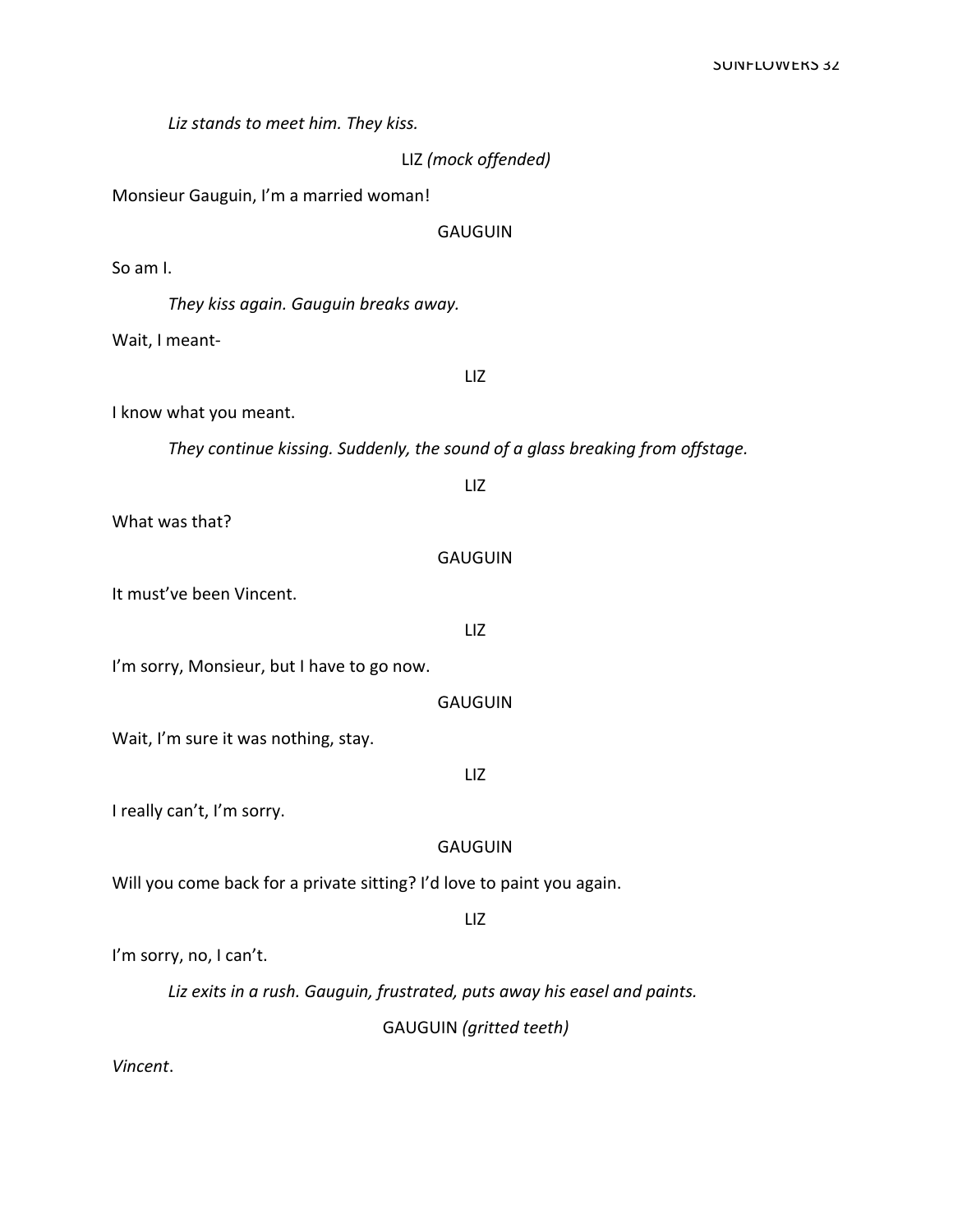*Liz stands to meet him. They kiss.*

LIZ *(mock offended)*

Monsieur Gauguin, I'm a married woman!

GAUGUIN

So am I.

*They kiss again. Gauguin breaks away.*

Wait, I meant-

LIZ

I know what you meant.

*They continue kissing. Suddenly, the sound of a glass breaking from offstage.*

LIZ

What was that?

GAUGUIN

It must've been Vincent.

LIZ

I'm sorry, Monsieur, but I have to go now.

GAUGUIN

Wait, I'm sure it was nothing, stay.

LIZ

I really can't, I'm sorry.

GAUGUIN

Will you come back for a private sitting? I'd love to paint you again.

LIZ

I'm sorry, no, I can't.

*Liz exits in a rush. Gauguin, frustrated, puts away his easel and paints.*

GAUGUIN *(gritted teeth)*

*Vincent*.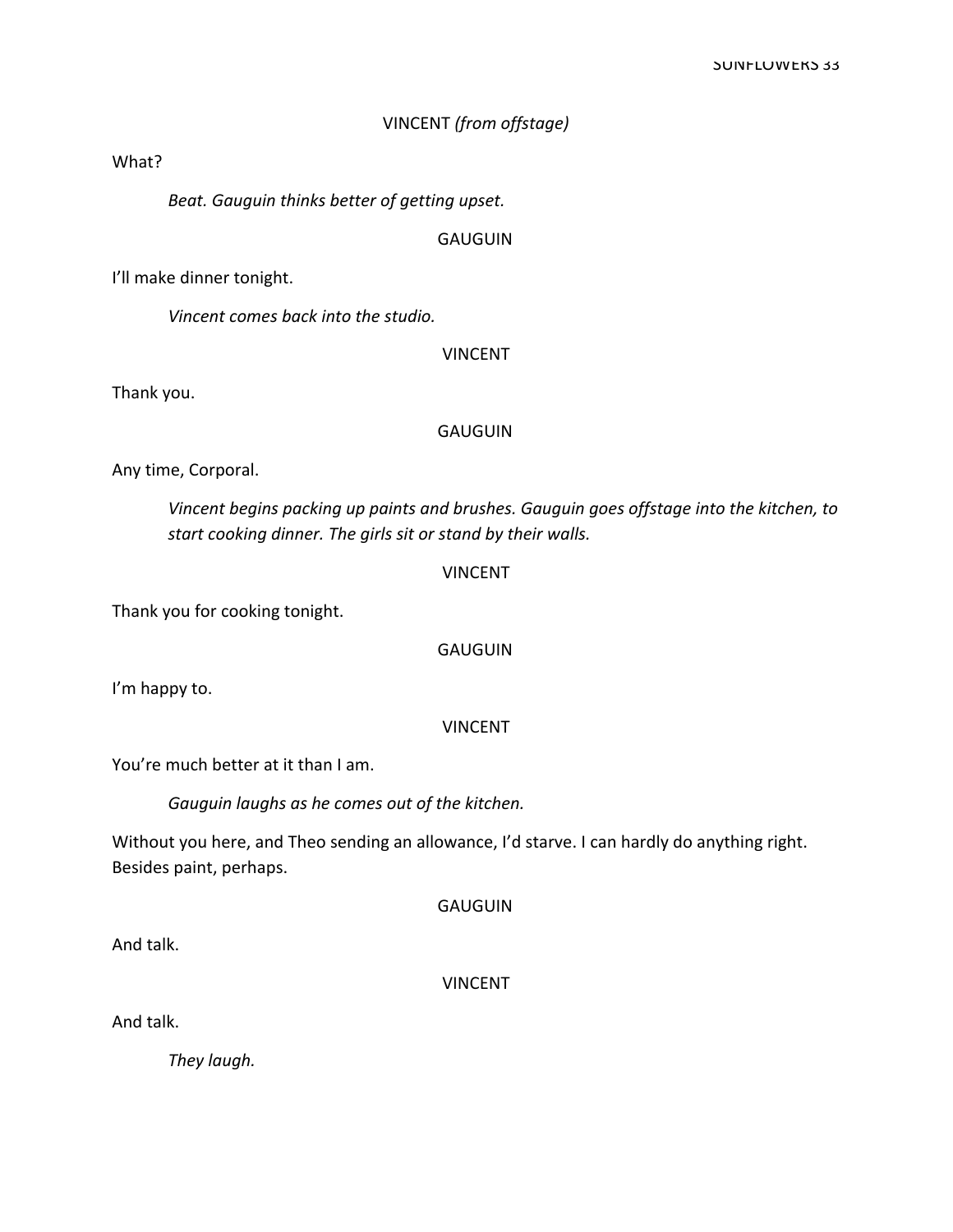VINCENT *(from offstage)*

What?

*Beat. Gauguin thinks better of getting upset.*

GAUGUIN

I'll make dinner tonight.

*Vincent comes back into the studio.*

VINCENT

Thank you.

GAUGUIN

Any time, Corporal.

*Vincent begins packing up paints and brushes. Gauguin goes offstage into the kitchen, to start cooking dinner. The girls sit or stand by their walls.*

VINCENT

Thank you for cooking tonight.

GAUGUIN

I'm happy to.

VINCENT

You're much better at it than I am.

*Gauguin laughs as he comes out of the kitchen.*

Without you here, and Theo sending an allowance, I'd starve. I can hardly do anything right. Besides paint, perhaps.

GAUGUIN

And talk.

VINCENT

And talk.

*They laugh.*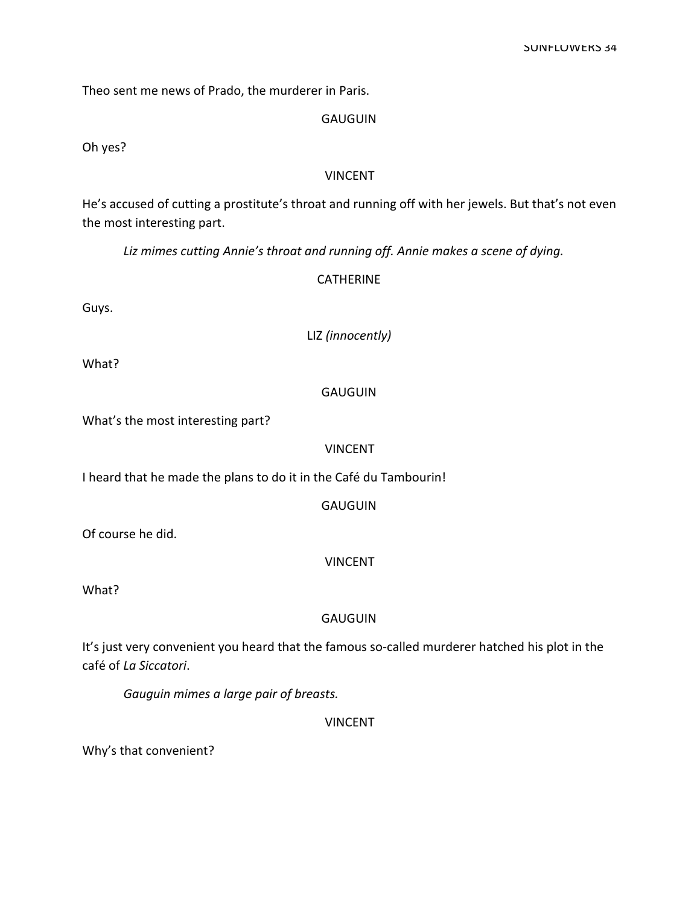Theo sent me news of Prado, the murderer in Paris.

GAUGUIN

Oh yes?

VINCENT

He's accused of cutting a prostitute's throat and running off with her jewels. But that's not even the most interesting part.

*Liz mimes cutting Annie's throat and running off. Annie makes a scene of dying.*

CATHERINE

Guys.

LIZ *(innocently)*

What?

GAUGUIN

What's the most interesting part?

VINCENT

I heard that he made the plans to do it in the Café du Tambourin!

GAUGUIN

Of course he did.

VINCENT

What?

GAUGUIN

It's just very convenient you heard that the famous so-called murderer hatched his plot in the café of *La Siccatori*.

*Gauguin mimes a large pair of breasts.*

VINCENT

Why's that convenient?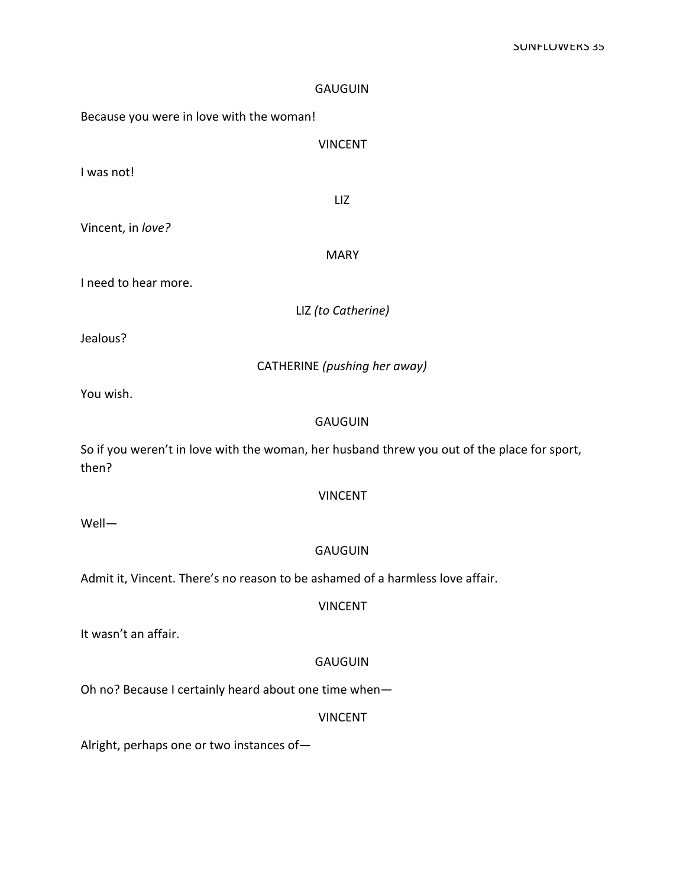GAUGUIN

Because you were in love with the woman!

VINCENT

I was not!

LIZ

Vincent, in *love?*

MARY

I need to hear more.

LIZ *(to Catherine)*

Jealous?

CATHERINE *(pushing her away)*

You wish.

GAUGUIN

So if you weren't in love with the woman, her husband threw you out of the place for sport, then?

VINCENT

Well—

GAUGUIN

Admit it, Vincent. There's no reason to be ashamed of a harmless love affair.

VINCENT

It wasn't an affair.

GAUGUIN

Oh no? Because I certainly heard about one time when—

VINCENT

Alright, perhaps one or two instances of—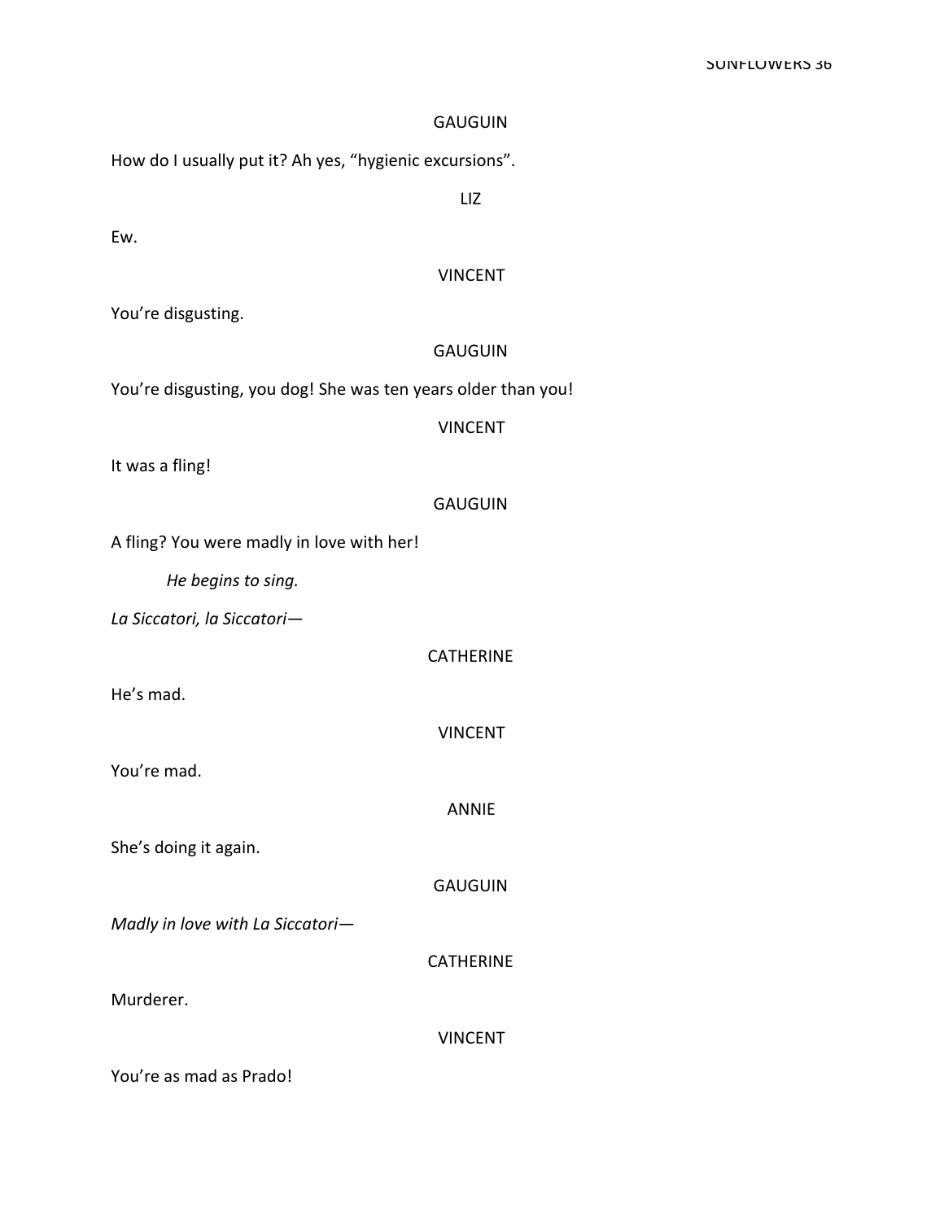GAUGUIN

How do I usually put it? Ah yes, "hygienic excursions".

LIZ

Ew.

VINCENT

You're disgusting.

GAUGUIN

You're disgusting, you dog! She was ten years older than you!

VINCENT

It was a fling!

GAUGUIN

A fling? You were madly in love with her!

*He begins to sing.*

*La Siccatori, la Siccatori—*

CATHERINE

He's mad.

VINCENT

You're mad.

ANNIE

She's doing it again.

GAUGUIN

*Madly in love with La Siccatori—*

CATHERINE

Murderer.

VINCENT

You're as mad as Prado!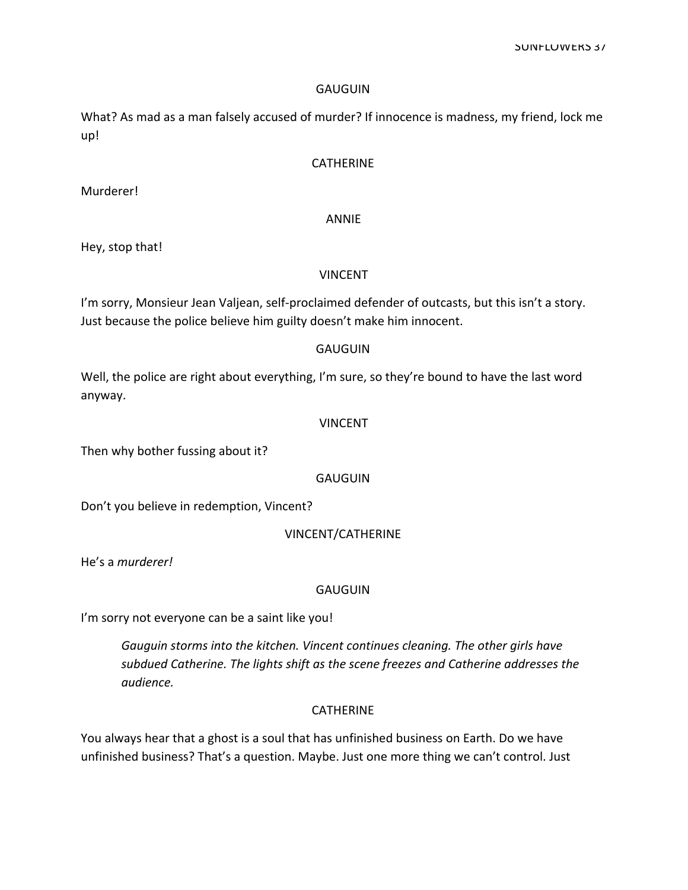GAUGUIN

What? As mad as a man falsely accused of murder? If innocence is madness, my friend, lock me up!

CATHERINE

Murderer!

ANNIE

Hey, stop that!

VINCENT

I'm sorry, Monsieur Jean Valjean, self-proclaimed defender of outcasts, but this isn't a story. Just because the police believe him guilty doesn't make him innocent.

GAUGUIN

Well, the police are right about everything, I'm sure, so they're bound to have the last word anyway.

VINCENT

Then why bother fussing about it?

GAUGUIN

Don't you believe in redemption, Vincent?

VINCENT/CATHERINE

He's a *murderer!*

GAUGUIN

I'm sorry not everyone can be a saint like you!

> *Gauguin storms into the kitchen. Vincent continues cleaning. The other girls have subdued Catherine. The lights shift as the scene freezes and Catherine addresses the audience.*

CATHERINE

You always hear that a ghost is a soul that has unfinished business on Earth. Do we have unfinished business? That's a question. Maybe. Just one more thing we can't control. Just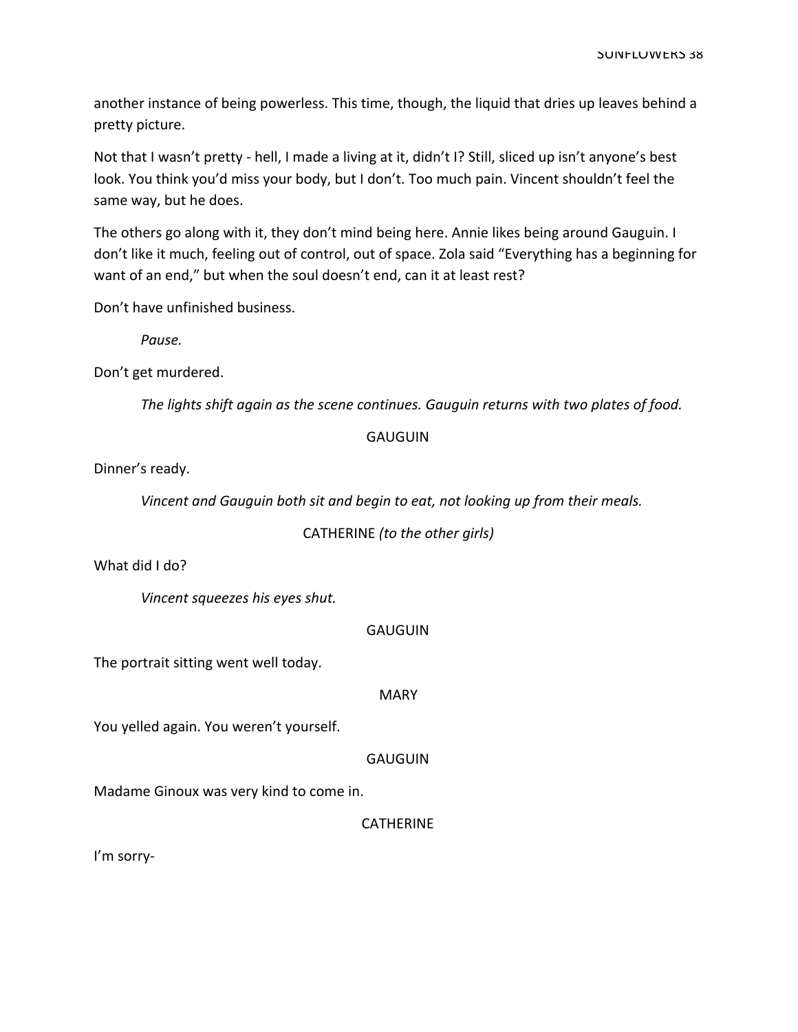another instance of being powerless. This time, though, the liquid that dries up leaves behind a pretty picture.

Not that I wasn't pretty - hell, I made a living at it, didn't I? Still, sliced up isn't anyone's best look. You think you'd miss your body, but I don't. Too much pain. Vincent shouldn't feel the same way, but he does.

The others go along with it, they don't mind being here. Annie likes being around Gauguin. I don't like it much, feeling out of control, out of space. Zola said "Everything has a beginning for want of an end," but when the soul doesn't end, can it at least rest?

Don't have unfinished business.

*Pause.*

Don't get murdered.

*The lights shift again as the scene continues. Gauguin returns with two plates of food.*

GAUGUIN

Dinner's ready.

*Vincent and Gauguin both sit and begin to eat, not looking up from their meals.*

CATHERINE *(to the other girls)*

What did I do?

*Vincent squeezes his eyes shut.*

GAUGUIN

The portrait sitting went well today.

MARY

You yelled again. You weren't yourself.

GAUGUIN

Madame Ginoux was very kind to come in.

CATHERINE

I'm sorry-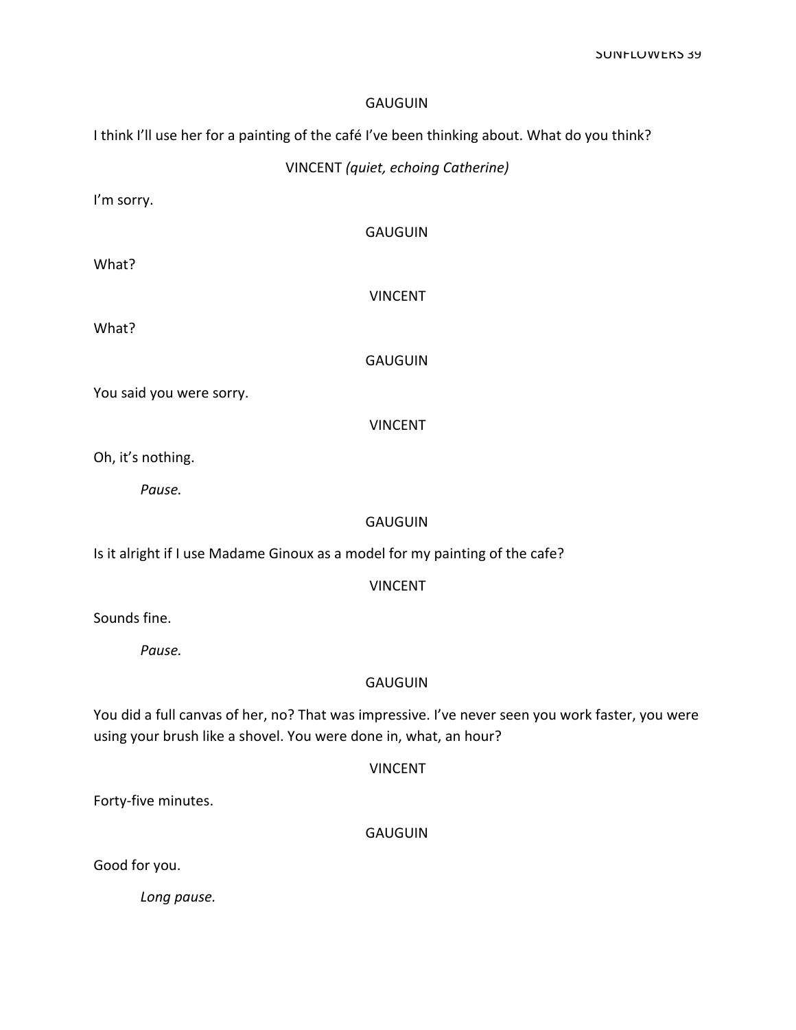GAUGUIN

I think I'll use her for a painting of the café I've been thinking about. What do you think?

VINCENT *(quiet, echoing Catherine)*

I'm sorry.

GAUGUIN

What?

VINCENT

What?

GAUGUIN

You said you were sorry.

VINCENT

Oh, it's nothing.

*Pause.*

GAUGUIN

Is it alright if I use Madame Ginoux as a model for my painting of the cafe?

VINCENT

Sounds fine.

*Pause.*

GAUGUIN

You did a full canvas of her, no? That was impressive. I've never seen you work faster, you were using your brush like a shovel. You were done in, what, an hour?

VINCENT

Forty-five minutes.

GAUGUIN

Good for you.

*Long pause.*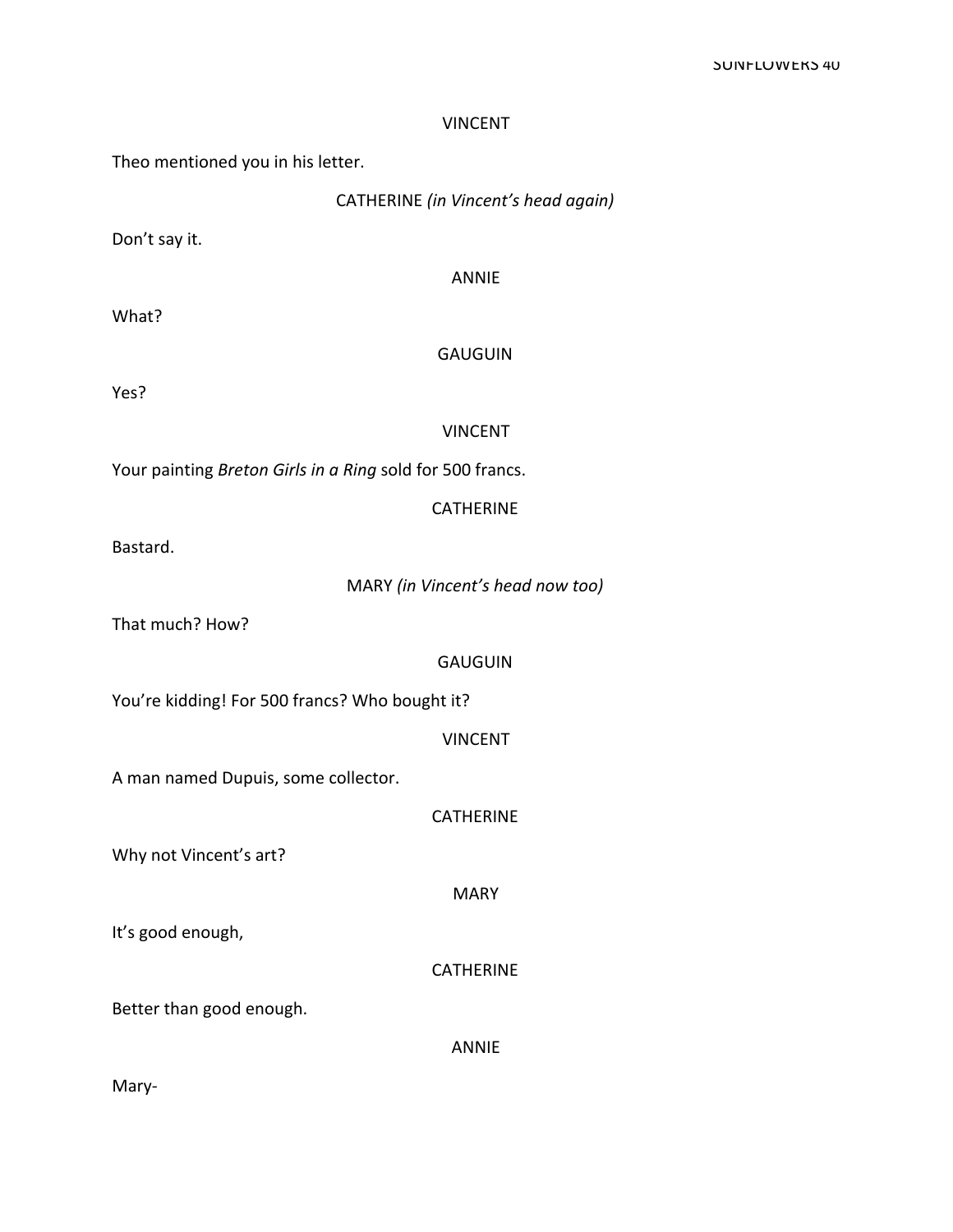VINCENT

Theo mentioned you in his letter.

CATHERINE *(in Vincent's head again)*

Don't say it.

ANNIE

What?

GAUGUIN

Yes?

VINCENT

Your painting *Breton Girls in a Ring* sold for 500 francs.

CATHERINE

Bastard.

MARY *(in Vincent's head now too)*

That much? How?

GAUGUIN

You're kidding! For 500 francs? Who bought it?

VINCENT

A man named Dupuis, some collector.

CATHERINE

Why not Vincent's art?

MARY

It's good enough,

CATHERINE

Better than good enough.

ANNIE

Mary-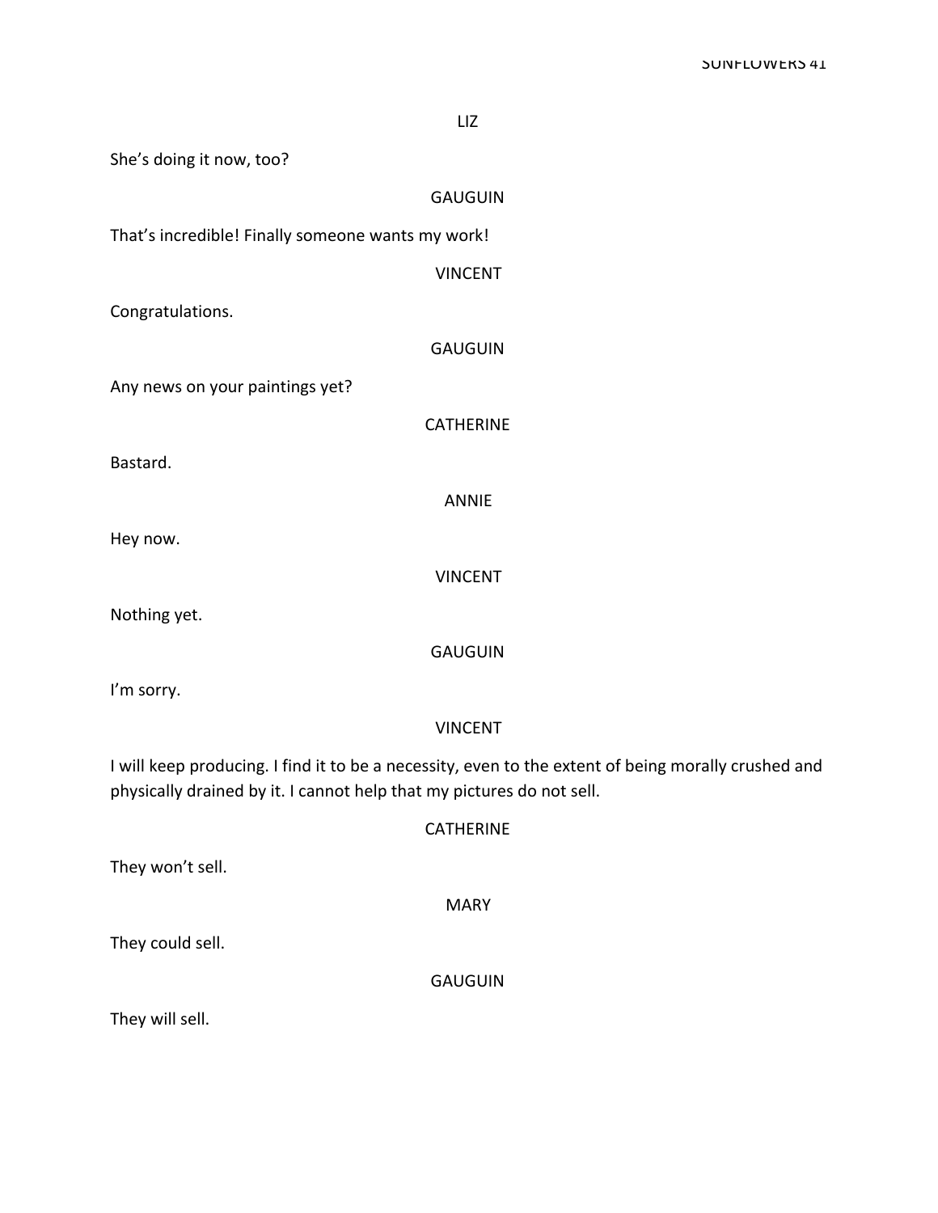LIZ

She's doing it now, too?

GAUGUIN

That's incredible! Finally someone wants my work!

VINCENT

Congratulations.

GAUGUIN

Any news on your paintings yet?

CATHERINE

Bastard.

ANNIE

Hey now.

VINCENT

Nothing yet.

GAUGUIN

I'm sorry.

VINCENT

I will keep producing. I find it to be a necessity, even to the extent of being morally crushed and physically drained by it. I cannot help that my pictures do not sell.

CATHERINE

They won't sell.

MARY

They could sell.

GAUGUIN

They will sell.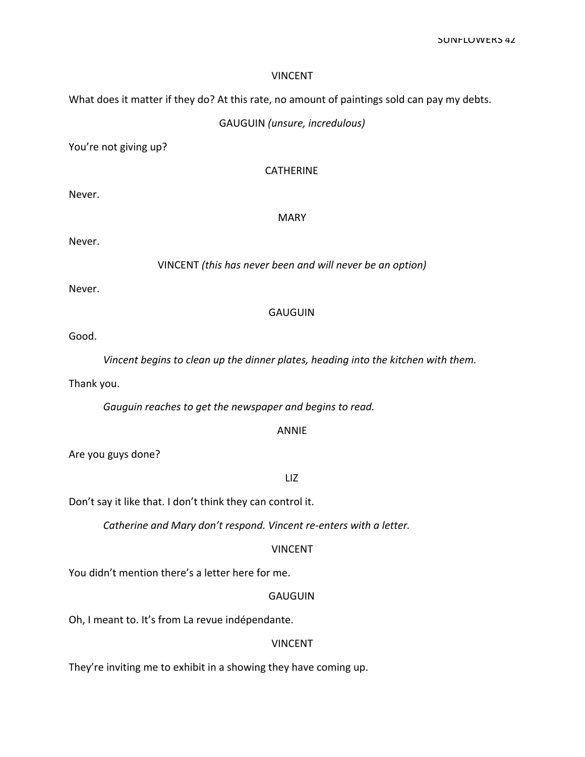VINCENT

What does it matter if they do? At this rate, no amount of paintings sold can pay my debts.

GAUGUIN *(unsure, incredulous)*

You're not giving up?

CATHERINE

Never.

MARY

Never.

VINCENT *(this has never been and will never be an option)*

Never.

GAUGUIN

Good.

*Vincent begins to clean up the dinner plates, heading into the kitchen with them.*

Thank you.

*Gauguin reaches to get the newspaper and begins to read.*

ANNIE

Are you guys done?

LIZ

Don't say it like that. I don't think they can control it.

*Catherine and Mary don't respond. Vincent re-enters with a letter.*

VINCENT

You didn't mention there's a letter here for me.

GAUGUIN

Oh, I meant to. It's from La revue indépendante.

VINCENT

They're inviting me to exhibit in a showing they have coming up.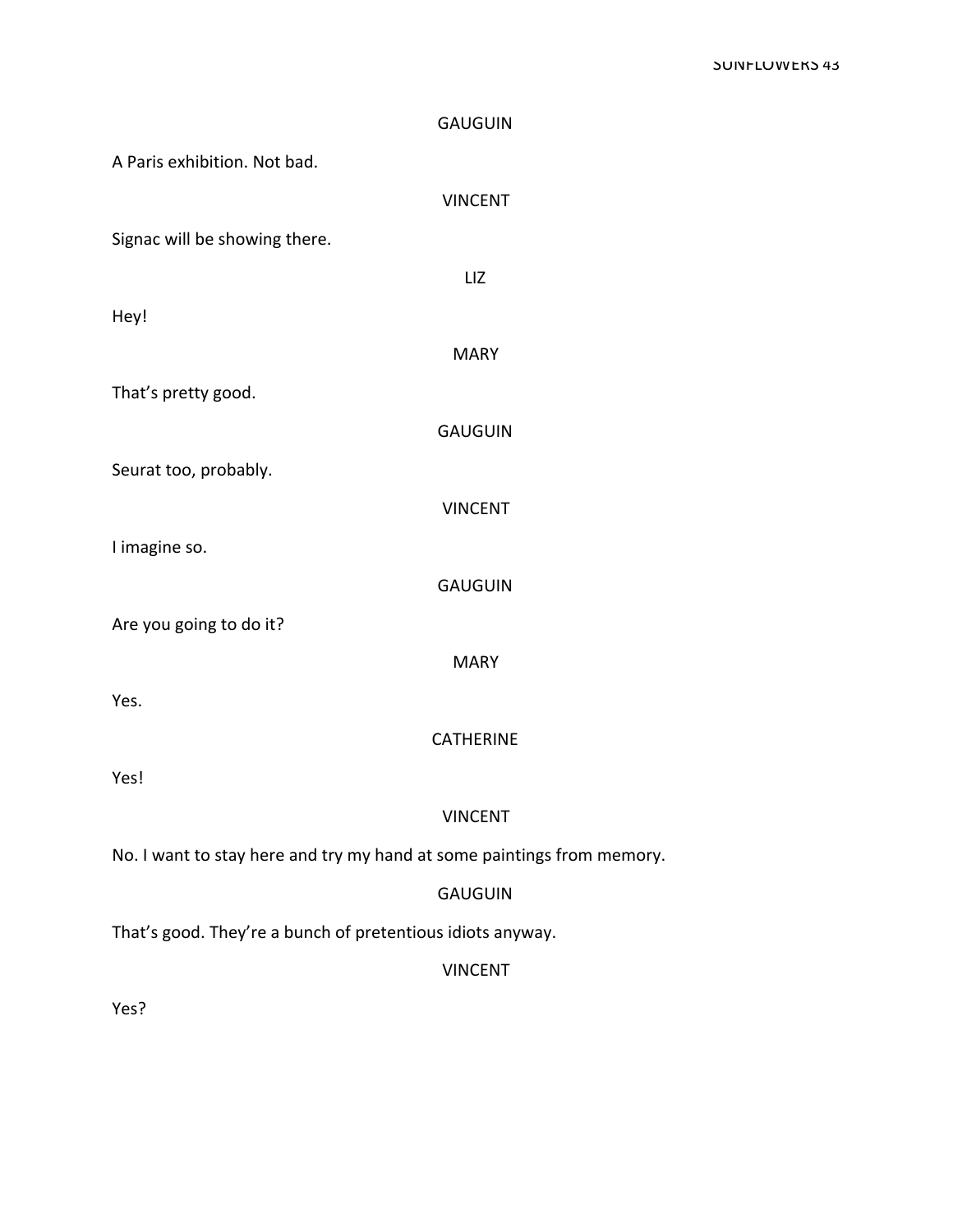GAUGUIN

A Paris exhibition. Not bad.

VINCENT

Signac will be showing there.

LIZ

Hey!

MARY

That's pretty good.

GAUGUIN

Seurat too, probably.

VINCENT

I imagine so.

GAUGUIN

Are you going to do it?

MARY

Yes.

CATHERINE

Yes!

VINCENT

No. I want to stay here and try my hand at some paintings from memory.

GAUGUIN

That's good. They're a bunch of pretentious idiots anyway.

VINCENT

Yes?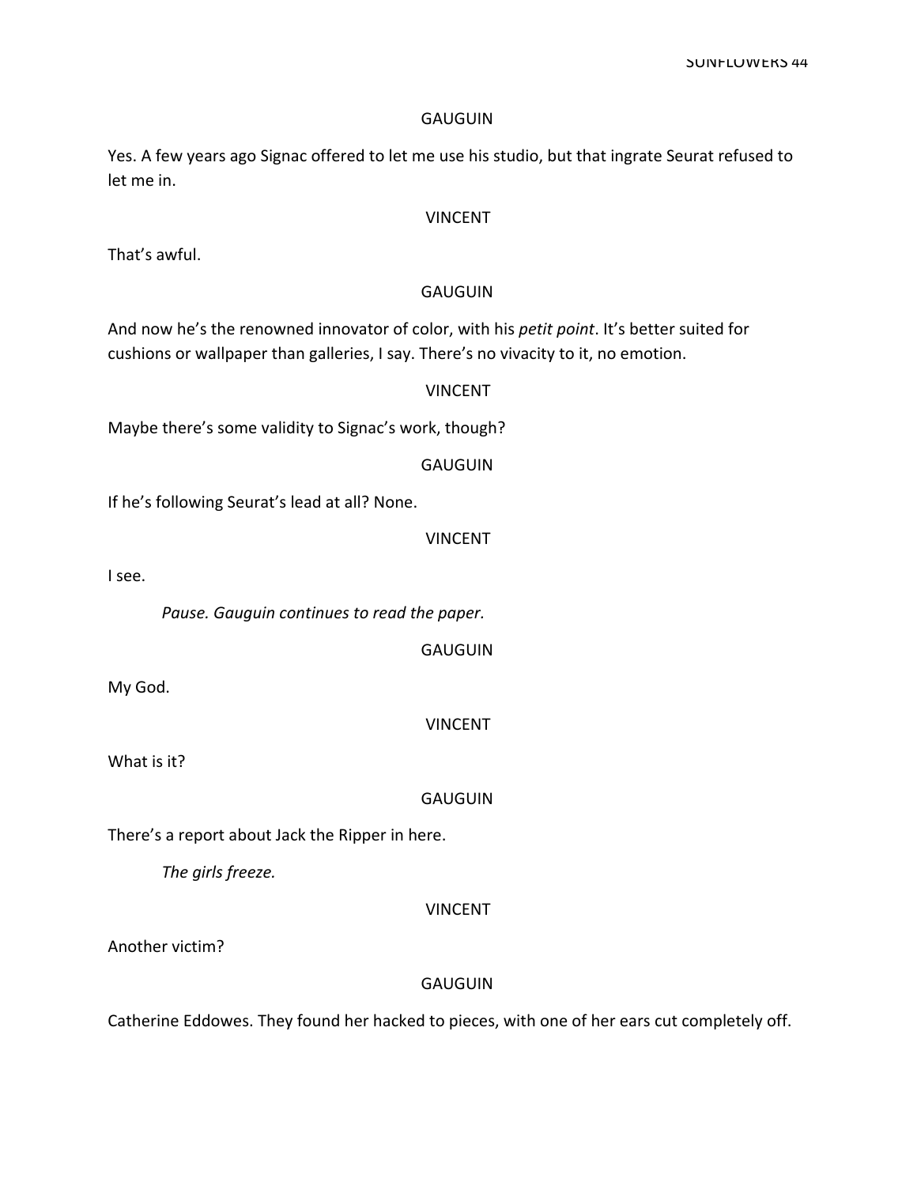GAUGUIN

Yes. A few years ago Signac offered to let me use his studio, but that ingrate Seurat refused to let me in.

VINCENT

That's awful.

GAUGUIN

And now he's the renowned innovator of color, with his *petit point*. It's better suited for cushions or wallpaper than galleries, I say. There's no vivacity to it, no emotion.

VINCENT

Maybe there's some validity to Signac's work, though?

GAUGUIN

If he's following Seurat's lead at all? None.

VINCENT

I see.

*Pause. Gauguin continues to read the paper.*

GAUGUIN

My God.

VINCENT

What is it?

GAUGUIN

There's a report about Jack the Ripper in here.

*The girls freeze.*

VINCENT

Another victim?

GAUGUIN

Catherine Eddowes. They found her hacked to pieces, with one of her ears cut completely off.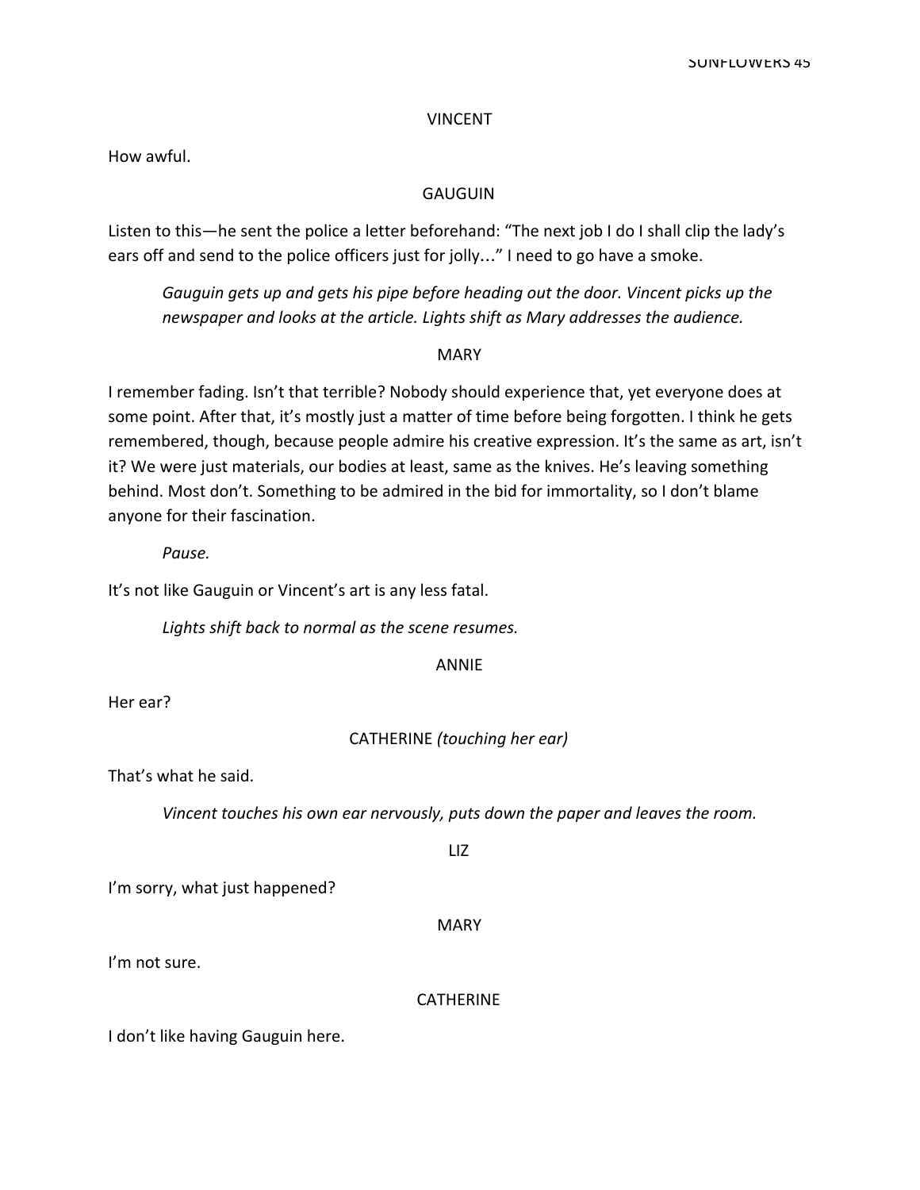VINCENT

How awful.

GAUGUIN

Listen to this—he sent the police a letter beforehand: "The next job I do I shall clip the lady's ears off and send to the police officers just for jolly…" I need to go have a smoke.

*Gauguin gets up and gets his pipe before heading out the door. Vincent picks up the newspaper and looks at the article. Lights shift as Mary addresses the audience.*

MARY

I remember fading. Isn't that terrible? Nobody should experience that, yet everyone does at some point. After that, it's mostly just a matter of time before being forgotten. I think he gets remembered, though, because people admire his creative expression. It's the same as art, isn't it? We were just materials, our bodies at least, same as the knives. He's leaving something behind. Most don't. Something to be admired in the bid for immortality, so I don't blame anyone for their fascination.

*Pause.*

It's not like Gauguin or Vincent's art is any less fatal.

*Lights shift back to normal as the scene resumes.*

ANNIE

Her ear?

CATHERINE *(touching her ear)*

That's what he said.

*Vincent touches his own ear nervously, puts down the paper and leaves the room.*

LIZ

I'm sorry, what just happened?

MARY

I'm not sure.

CATHERINE

I don't like having Gauguin here.